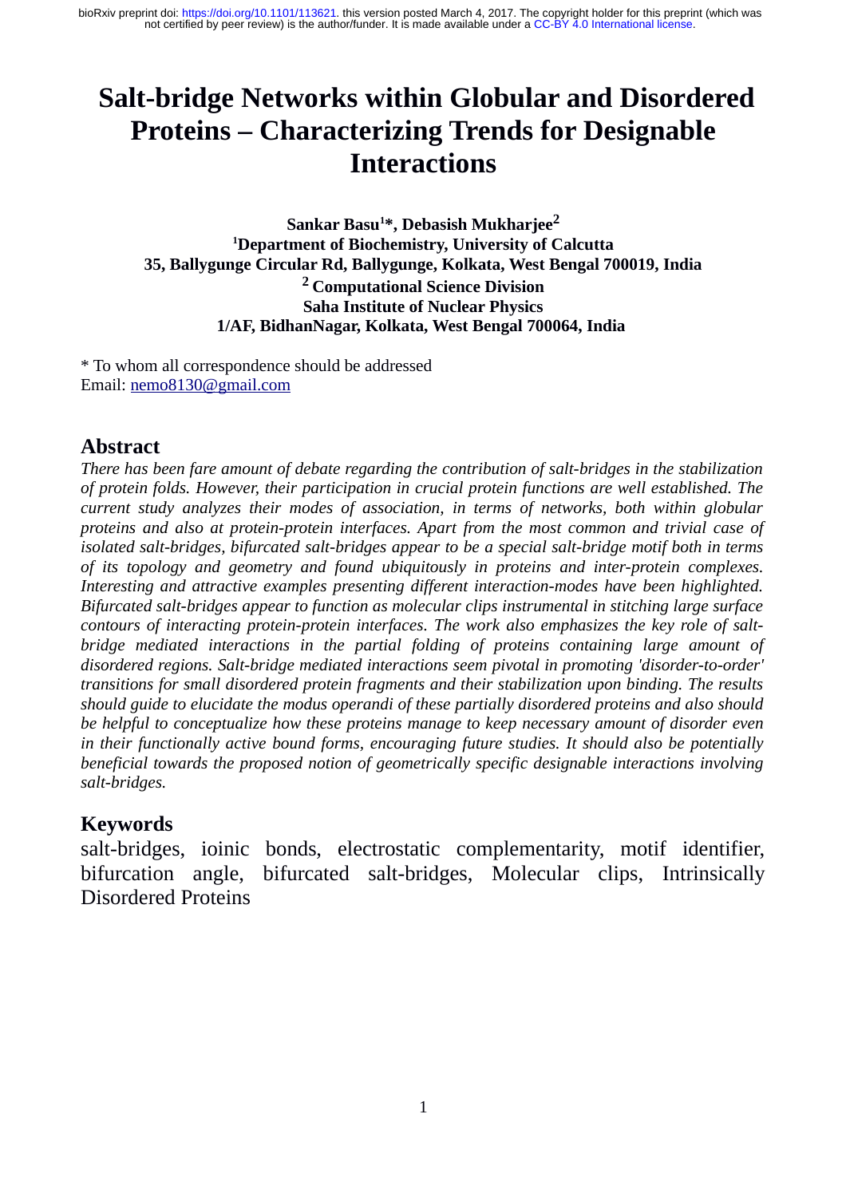# Salt-bridge Networks within Globular and Disordered Proteins – Characterizing Trends for Designable Interactions

**Sankar Basu[1]*, Debasish Mukharjee[2]**
**[1]Department of Biochemistry, University of Calcutta**
**35, Ballygunge Circular Rd, Ballygunge, Kolkata, West Bengal 700019, India**
**[2] Computational Science Division**
**Saha Institute of Nuclear Physics**
**1/AF, BidhanNagar, Kolkata, West Bengal 700064, India**

* To whom all correspondence should be addressed
Email: nemo8130@gmail.com

## Abstract

*There has been fare amount of debate regarding the contribution of salt-bridges in the stabilization of protein folds. However, their participation in crucial protein functions are well established. The current study analyzes their modes of association, in terms of networks, both within globular proteins and also at protein-protein interfaces. Apart from the most common and trivial case of isolated salt-bridges, bifurcated salt-bridges appear to be a special salt-bridge motif both in terms of its topology and geometry and found ubiquitously in proteins and inter-protein complexes. Interesting and attractive examples presenting different interaction-modes have been highlighted. Bifurcated salt-bridges appear to function as molecular clips instrumental in stitching large surface contours of interacting protein-protein interfaces. The work also emphasizes the key role of salt-bridge mediated interactions in the partial folding of proteins containing large amount of disordered regions. Salt-bridge mediated interactions seem pivotal in promoting 'disorder-to-order' transitions for small disordered protein fragments and their stabilization upon binding. The results should guide to elucidate the modus operandi of these partially disordered proteins and also should be helpful to conceptualize how these proteins manage to keep necessary amount of disorder even in their functionally active bound forms, encouraging future studies. It should also be potentially beneficial towards the proposed notion of geometrically specific designable interactions involving salt-bridges.*

## Keywords

salt-bridges, ioinic bonds, electrostatic complementarity, motif identifier, bifurcation angle, bifurcated salt-bridges, Molecular clips, Intrinsically Disordered Proteins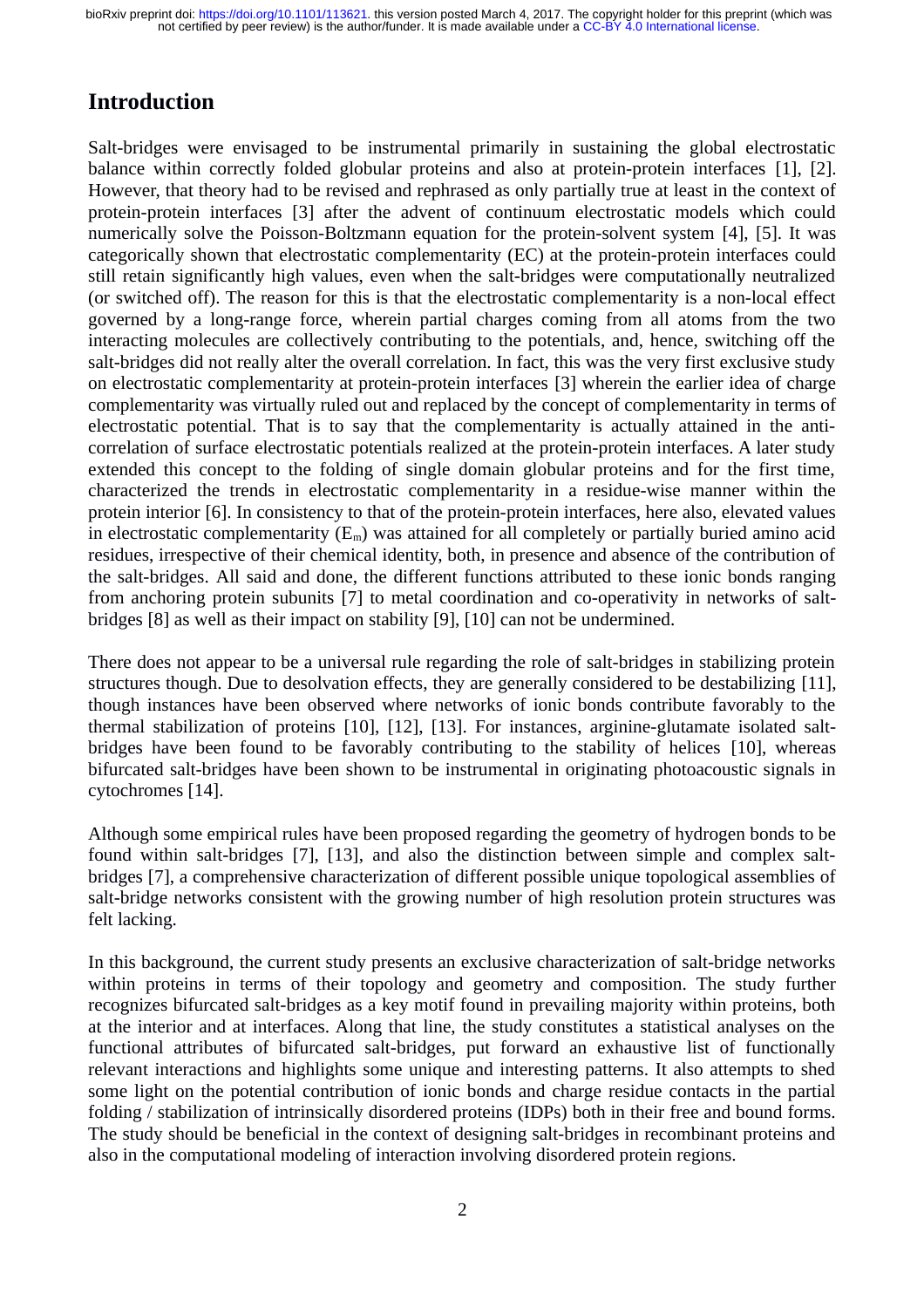## Introduction

Salt-bridges were envisaged to be instrumental primarily in sustaining the global electrostatic balance within correctly folded globular proteins and also at protein-protein interfaces [1], [2]. However, that theory had to be revised and rephrased as only partially true at least in the context of protein-protein interfaces [3] after the advent of continuum electrostatic models which could numerically solve the Poisson-Boltzmann equation for the protein-solvent system [4], [5]. It was categorically shown that electrostatic complementarity (EC) at the protein-protein interfaces could still retain significantly high values, even when the salt-bridges were computationally neutralized (or switched off). The reason for this is that the electrostatic complementarity is a non-local effect governed by a long-range force, wherein partial charges coming from all atoms from the two interacting molecules are collectively contributing to the potentials, and, hence, switching off the salt-bridges did not really alter the overall correlation. In fact, this was the very first exclusive study on electrostatic complementarity at protein-protein interfaces [3] wherein the earlier idea of charge complementarity was virtually ruled out and replaced by the concept of complementarity in terms of electrostatic potential. That is to say that the complementarity is actually attained in the anti-correlation of surface electrostatic potentials realized at the protein-protein interfaces. A later study extended this concept to the folding of single domain globular proteins and for the first time, characterized the trends in electrostatic complementarity in a residue-wise manner within the protein interior [6]. In consistency to that of the protein-protein interfaces, here also, elevated values in electrostatic complementarity ($E_m$) was attained for all completely or partially buried amino acid residues, irrespective of their chemical identity, both, in presence and absence of the contribution of the salt-bridges. All said and done, the different functions attributed to these ionic bonds ranging from anchoring protein subunits [7] to metal coordination and co-operativity in networks of salt-bridges [8] as well as their impact on stability [9], [10] can not be undermined.

There does not appear to be a universal rule regarding the role of salt-bridges in stabilizing protein structures though. Due to desolvation effects, they are generally considered to be destabilizing [11], though instances have been observed where networks of ionic bonds contribute favorably to the thermal stabilization of proteins [10], [12], [13]. For instances, arginine-glutamate isolated salt-bridges have been found to be favorably contributing to the stability of helices [10], whereas bifurcated salt-bridges have been shown to be instrumental in originating photoacoustic signals in cytochromes [14].

Although some empirical rules have been proposed regarding the geometry of hydrogen bonds to be found within salt-bridges [7], [13], and also the distinction between simple and complex salt-bridges [7], a comprehensive characterization of different possible unique topological assemblies of salt-bridge networks consistent with the growing number of high resolution protein structures was felt lacking.

In this background, the current study presents an exclusive characterization of salt-bridge networks within proteins in terms of their topology and geometry and composition. The study further recognizes bifurcated salt-bridges as a key motif found in prevailing majority within proteins, both at the interior and at interfaces. Along that line, the study constitutes a statistical analyses on the functional attributes of bifurcated salt-bridges, put forward an exhaustive list of functionally relevant interactions and highlights some unique and interesting patterns. It also attempts to shed some light on the potential contribution of ionic bonds and charge residue contacts in the partial folding / stabilization of intrinsically disordered proteins (IDPs) both in their free and bound forms. The study should be beneficial in the context of designing salt-bridges in recombinant proteins and also in the computational modeling of interaction involving disordered protein regions.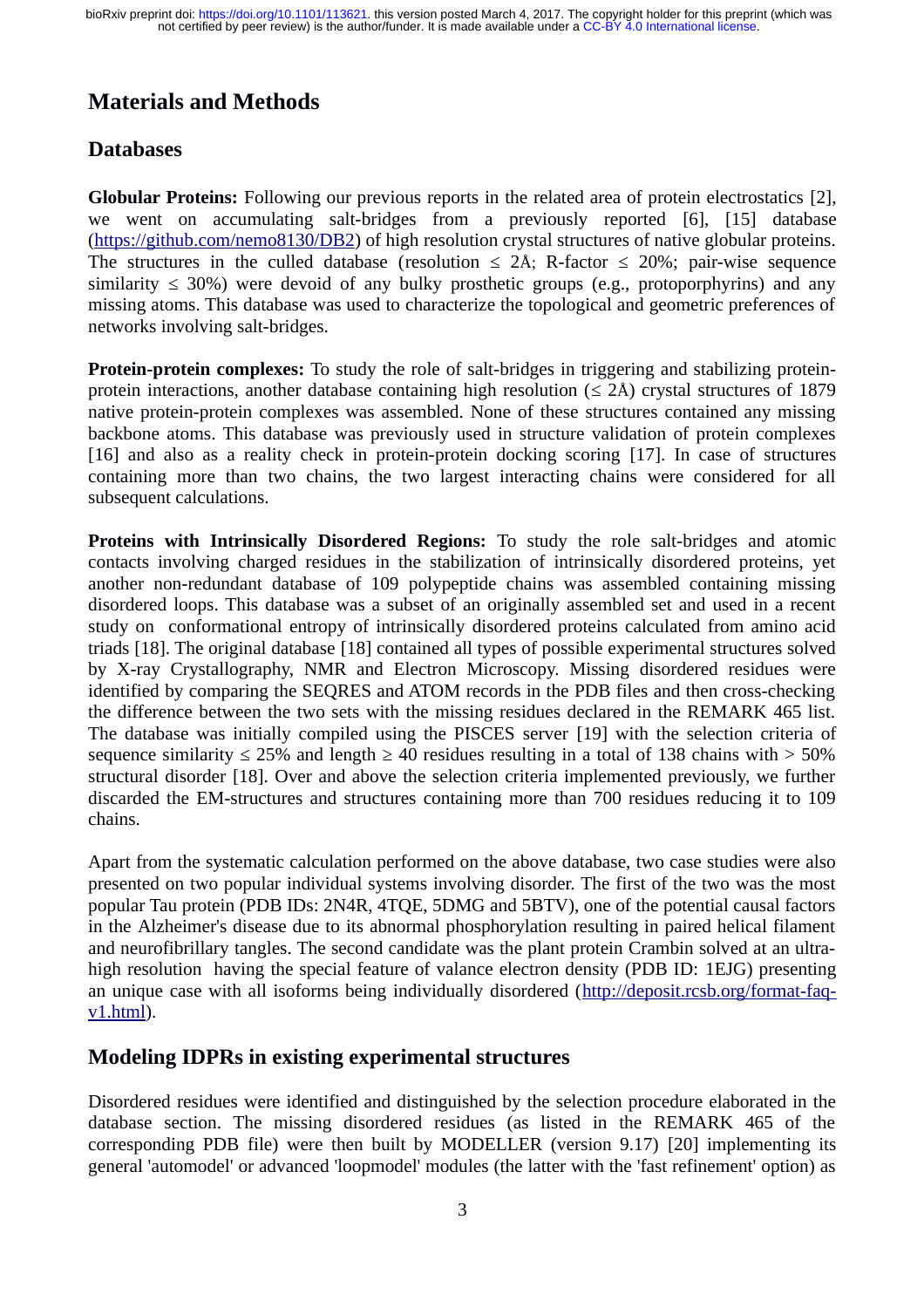# Materials and Methods

## Databases

**Globular Proteins:** Following our previous reports in the related area of protein electrostatics [2], we went on accumulating salt-bridges from a previously reported [6], [15] database (https://github.com/nemo8130/DB2) of high resolution crystal structures of native globular proteins. The structures in the culled database (resolution ≤ 2Å; R-factor ≤ 20%; pair-wise sequence similarity ≤ 30%) were devoid of any bulky prosthetic groups (e.g., protoporphyrins) and any missing atoms. This database was used to characterize the topological and geometric preferences of networks involving salt-bridges.

**Protein-protein complexes:** To study the role of salt-bridges in triggering and stabilizing protein-protein interactions, another database containing high resolution (≤ 2Å) crystal structures of 1879 native protein-protein complexes was assembled. None of these structures contained any missing backbone atoms. This database was previously used in structure validation of protein complexes [16] and also as a reality check in protein-protein docking scoring [17]. In case of structures containing more than two chains, the two largest interacting chains were considered for all subsequent calculations.

**Proteins with Intrinsically Disordered Regions:** To study the role salt-bridges and atomic contacts involving charged residues in the stabilization of intrinsically disordered proteins, yet another non-redundant database of 109 polypeptide chains was assembled containing missing disordered loops. This database was a subset of an originally assembled set and used in a recent study on conformational entropy of intrinsically disordered proteins calculated from amino acid triads [18]. The original database [18] contained all types of possible experimental structures solved by X-ray Crystallography, NMR and Electron Microscopy. Missing disordered residues were identified by comparing the SEQRES and ATOM records in the PDB files and then cross-checking the difference between the two sets with the missing residues declared in the REMARK 465 list. The database was initially compiled using the PISCES server [19] with the selection criteria of sequence similarity ≤ 25% and length ≥ 40 residues resulting in a total of 138 chains with > 50% structural disorder [18]. Over and above the selection criteria implemented previously, we further discarded the EM-structures and structures containing more than 700 residues reducing it to 109 chains.

Apart from the systematic calculation performed on the above database, two case studies were also presented on two popular individual systems involving disorder. The first of the two was the most popular Tau protein (PDB IDs: 2N4R, 4TQE, 5DMG and 5BTV), one of the potential causal factors in the Alzheimer's disease due to its abnormal phosphorylation resulting in paired helical filament and neurofibrillary tangles. The second candidate was the plant protein Crambin solved at an ultra-high resolution having the special feature of valance electron density (PDB ID: 1EJG) presenting an unique case with all isoforms being individually disordered (http://deposit.rcsb.org/format-faq-v1.html).

## Modeling IDPRs in existing experimental structures

Disordered residues were identified and distinguished by the selection procedure elaborated in the database section. The missing disordered residues (as listed in the REMARK 465 of the corresponding PDB file) were then built by MODELLER (version 9.17) [20] implementing its general 'automodel' or advanced 'loopmodel' modules (the latter with the 'fast refinement' option) as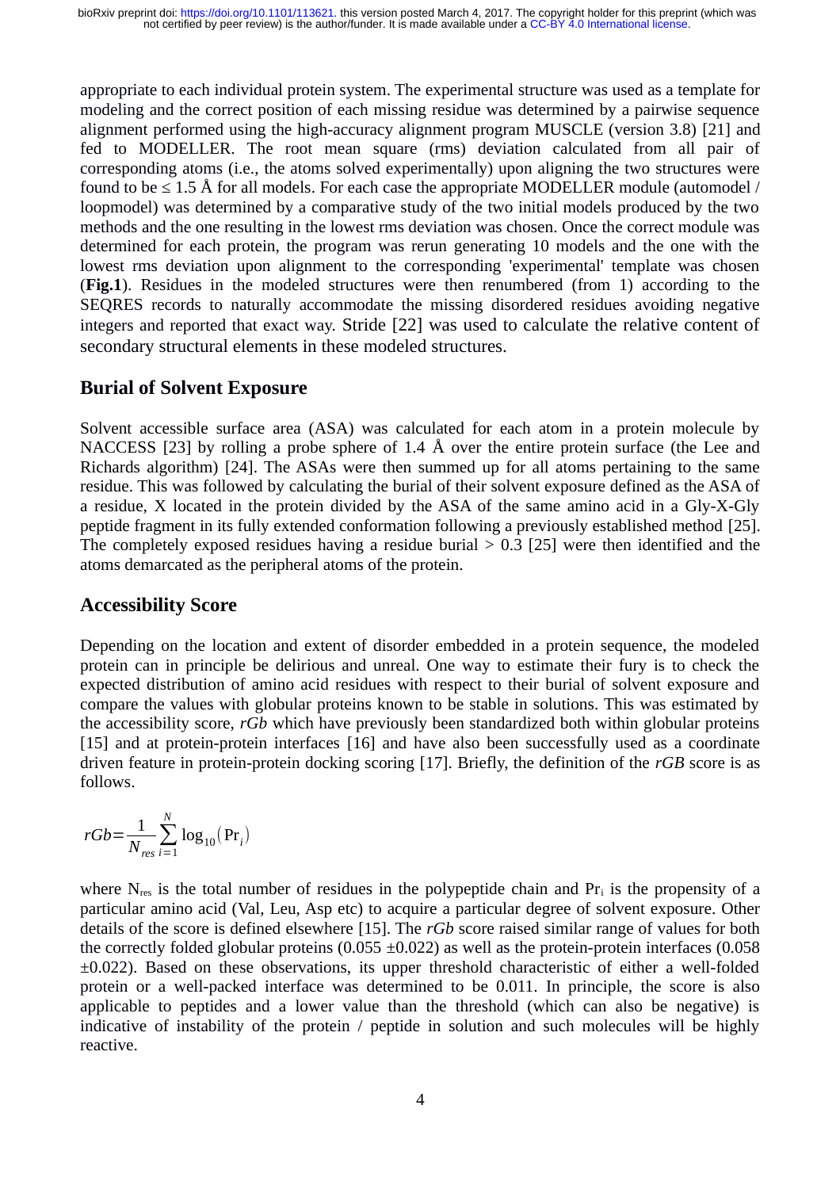appropriate to each individual protein system. The experimental structure was used as a template for modeling and the correct position of each missing residue was determined by a pairwise sequence alignment performed using the high-accuracy alignment program MUSCLE (version 3.8) [21] and fed to MODELLER. The root mean square (rms) deviation calculated from all pair of corresponding atoms (i.e., the atoms solved experimentally) upon aligning the two structures were found to be ≤ 1.5 Å for all models. For each case the appropriate MODELLER module (automodel / loopmodel) was determined by a comparative study of the two initial models produced by the two methods and the one resulting in the lowest rms deviation was chosen. Once the correct module was determined for each protein, the program was rerun generating 10 models and the one with the lowest rms deviation upon alignment to the corresponding 'experimental' template was chosen (**Fig.1**). Residues in the modeled structures were then renumbered (from 1) according to the SEQRES records to naturally accommodate the missing disordered residues avoiding negative integers and reported that exact way. Stride [22] was used to calculate the relative content of secondary structural elements in these modeled structures.

## Burial of Solvent Exposure

Solvent accessible surface area (ASA) was calculated for each atom in a protein molecule by NACCESS [23] by rolling a probe sphere of 1.4 Å over the entire protein surface (the Lee and Richards algorithm) [24]. The ASAs were then summed up for all atoms pertaining to the same residue. This was followed by calculating the burial of their solvent exposure defined as the ASA of a residue, X located in the protein divided by the ASA of the same amino acid in a Gly-X-Gly peptide fragment in its fully extended conformation following a previously established method [25]. The completely exposed residues having a residue burial > 0.3 [25] were then identified and the atoms demarcated as the peripheral atoms of the protein.

## Accessibility Score

Depending on the location and extent of disorder embedded in a protein sequence, the modeled protein can in principle be delirious and unreal. One way to estimate their fury is to check the expected distribution of amino acid residues with respect to their burial of solvent exposure and compare the values with globular proteins known to be stable in solutions. This was estimated by the accessibility score, *rGb* which have previously been standardized both within globular proteins [15] and at protein-protein interfaces [16] and have also been successfully used as a coordinate driven feature in protein-protein docking scoring [17]. Briefly, the definition of the *rGB* score is as follows.

$$rGb = \frac{1}{N_{res}} \sum_{i=1}^{N} \log_{10}(\Pr_i)$$

where $N_{res}$ is the total number of residues in the polypeptide chain and $\Pr_i$ is the propensity of a particular amino acid (Val, Leu, Asp etc) to acquire a particular degree of solvent exposure. Other details of the score is defined elsewhere [15]. The *rGb* score raised similar range of values for both the correctly folded globular proteins (0.055 ±0.022) as well as the protein-protein interfaces (0.058 ±0.022). Based on these observations, its upper threshold characteristic of either a well-folded protein or a well-packed interface was determined to be 0.011. In principle, the score is also applicable to peptides and a lower value than the threshold (which can also be negative) is indicative of instability of the protein / peptide in solution and such molecules will be highly reactive.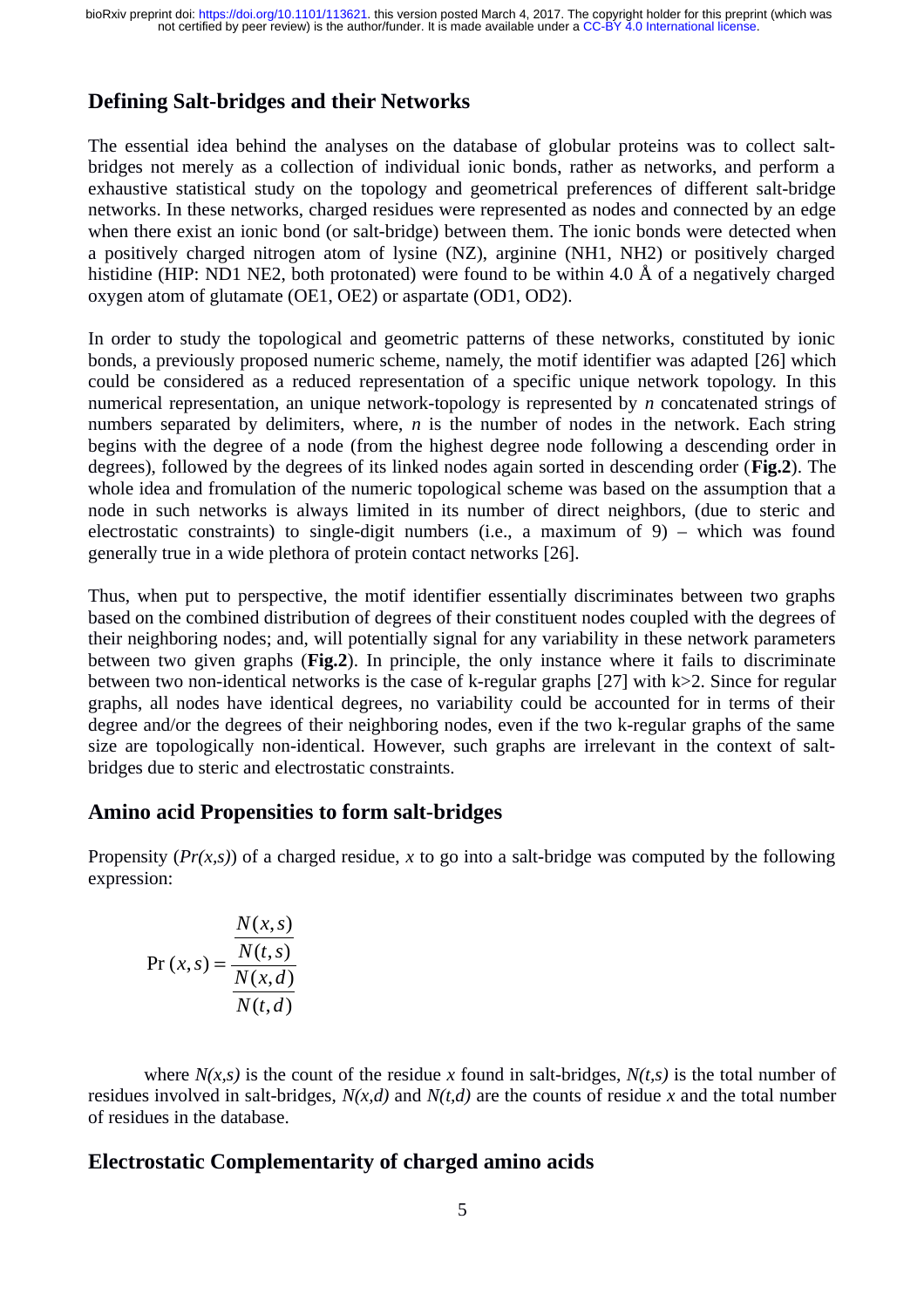## Defining Salt-bridges and their Networks

The essential idea behind the analyses on the database of globular proteins was to collect salt-bridges not merely as a collection of individual ionic bonds, rather as networks, and perform a exhaustive statistical study on the topology and geometrical preferences of different salt-bridge networks. In these networks, charged residues were represented as nodes and connected by an edge when there exist an ionic bond (or salt-bridge) between them. The ionic bonds were detected when a positively charged nitrogen atom of lysine (NZ), arginine (NH1, NH2) or positively charged histidine (HIP: ND1 NE2, both protonated) were found to be within 4.0 Å of a negatively charged oxygen atom of glutamate (OE1, OE2) or aspartate (OD1, OD2).

In order to study the topological and geometric patterns of these networks, constituted by ionic bonds, a previously proposed numeric scheme, namely, the motif identifier was adapted [26] which could be considered as a reduced representation of a specific unique network topology. In this numerical representation, an unique network-topology is represented by *n* concatenated strings of numbers separated by delimiters, where, *n* is the number of nodes in the network. Each string begins with the degree of a node (from the highest degree node following a descending order in degrees), followed by the degrees of its linked nodes again sorted in descending order (**Fig.2**). The whole idea and fromulation of the numeric topological scheme was based on the assumption that a node in such networks is always limited in its number of direct neighbors, (due to steric and electrostatic constraints) to single-digit numbers (i.e., a maximum of 9) – which was found generally true in a wide plethora of protein contact networks [26].

Thus, when put to perspective, the motif identifier essentially discriminates between two graphs based on the combined distribution of degrees of their constituent nodes coupled with the degrees of their neighboring nodes; and, will potentially signal for any variability in these network parameters between two given graphs (**Fig.2**). In principle, the only instance where it fails to discriminate between two non-identical networks is the case of k-regular graphs [27] with k>2. Since for regular graphs, all nodes have identical degrees, no variability could be accounted for in terms of their degree and/or the degrees of their neighboring nodes, even if the two k-regular graphs of the same size are topologically non-identical. However, such graphs are irrelevant in the context of salt-bridges due to steric and electrostatic constraints.

## Amino acid Propensities to form salt-bridges

Propensity ($Pr(x,s)$) of a charged residue, $x$ to go into a salt-bridge was computed by the following expression:

$$\Pr(x,s) = \frac{\dfrac{N(x,s)}{N(t,s)}}{\dfrac{N(x,d)}{N(t,d)}}$$

where $N(x,s)$ is the count of the residue $x$ found in salt-bridges, $N(t,s)$ is the total number of residues involved in salt-bridges, $N(x,d)$ and $N(t,d)$ are the counts of residue $x$ and the total number of residues in the database.

## Electrostatic Complementarity of charged amino acids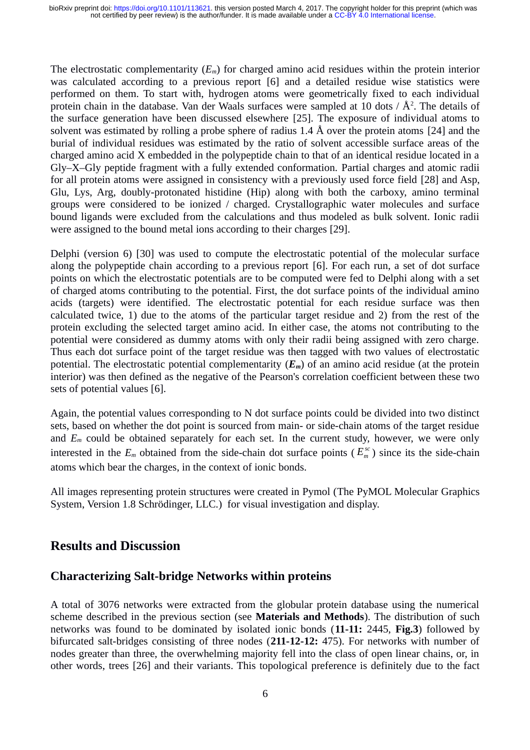The electrostatic complementarity ($E_m$) for charged amino acid residues within the protein interior was calculated according to a previous report [6] and a detailed residue wise statistics were performed on them. To start with, hydrogen atoms were geometrically fixed to each individual protein chain in the database. Van der Waals surfaces were sampled at 10 dots / Å$^2$. The details of the surface generation have been discussed elsewhere [25]. The exposure of individual atoms to solvent was estimated by rolling a probe sphere of radius 1.4 Å over the protein atoms [24] and the burial of individual residues was estimated by the ratio of solvent accessible surface areas of the charged amino acid X embedded in the polypeptide chain to that of an identical residue located in a Gly–X–Gly peptide fragment with a fully extended conformation. Partial charges and atomic radii for all protein atoms were assigned in consistency with a previously used force field [28] and Asp, Glu, Lys, Arg, doubly-protonated histidine (Hip) along with both the carboxy, amino terminal groups were considered to be ionized / charged. Crystallographic water molecules and surface bound ligands were excluded from the calculations and thus modeled as bulk solvent. Ionic radii were assigned to the bound metal ions according to their charges [29].

Delphi (version 6) [30] was used to compute the electrostatic potential of the molecular surface along the polypeptide chain according to a previous report [6]. For each run, a set of dot surface points on which the electrostatic potentials are to be computed were fed to Delphi along with a set of charged atoms contributing to the potential. First, the dot surface points of the individual amino acids (targets) were identified. The electrostatic potential for each residue surface was then calculated twice, 1) due to the atoms of the particular target residue and 2) from the rest of the protein excluding the selected target amino acid. In either case, the atoms not contributing to the potential were considered as dummy atoms with only their radii being assigned with zero charge. Thus each dot surface point of the target residue was then tagged with two values of electrostatic potential. The electrostatic potential complementarity (***$E_m$***) of an amino acid residue (at the protein interior) was then defined as the negative of the Pearson's correlation coefficient between these two sets of potential values [6].

Again, the potential values corresponding to N dot surface points could be divided into two distinct sets, based on whether the dot point is sourced from main- or side-chain atoms of the target residue and $E_m$ could be obtained separately for each set. In the current study, however, we were only interested in the $E_m$ obtained from the side-chain dot surface points ($E_m^{sc}$) since its the side-chain atoms which bear the charges, in the context of ionic bonds.

All images representing protein structures were created in Pymol (The PyMOL Molecular Graphics System, Version 1.8 Schrödinger, LLC.) for visual investigation and display.

## Results and Discussion

### Characterizing Salt-bridge Networks within proteins

A total of 3076 networks were extracted from the globular protein database using the numerical scheme described in the previous section (see **Materials and Methods**). The distribution of such networks was found to be dominated by isolated ionic bonds (**11-11:** 2445, **Fig.3**) followed by bifurcated salt-bridges consisting of three nodes (**211-12-12:** 475). For networks with number of nodes greater than three, the overwhelming majority fell into the class of open linear chains, or, in other words, trees [26] and their variants. This topological preference is definitely due to the fact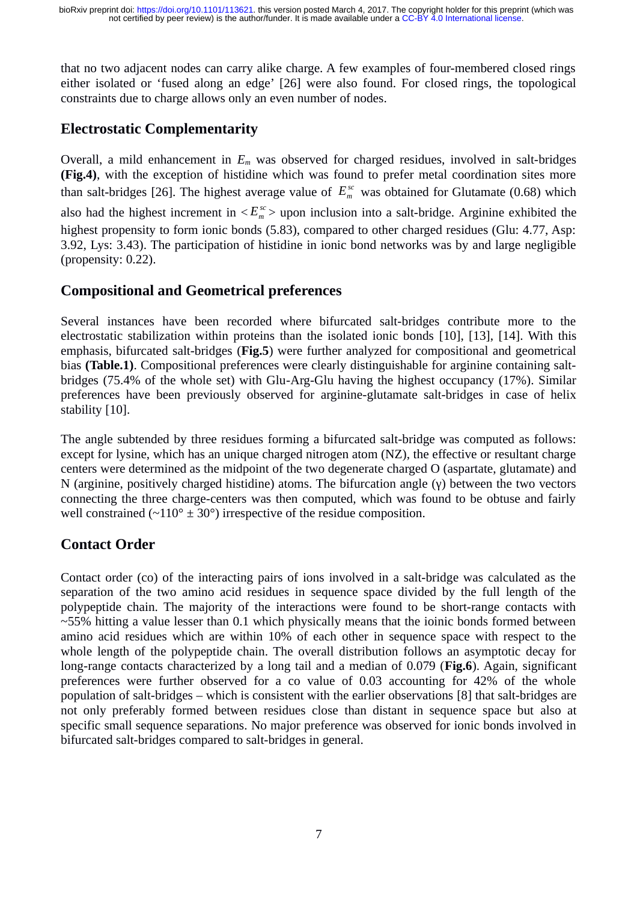that no two adjacent nodes can carry alike charge. A few examples of four-membered closed rings either isolated or 'fused along an edge' [26] were also found. For closed rings, the topological constraints due to charge allows only an even number of nodes.

## Electrostatic Complementarity

Overall, a mild enhancement in $E_m$ was observed for charged residues, involved in salt-bridges **(Fig.4)**, with the exception of histidine which was found to prefer metal coordination sites more than salt-bridges [26]. The highest average value of $E_m^{sc}$ was obtained for Glutamate (0.68) which also had the highest increment in $<E_m^{sc}>$ upon inclusion into a salt-bridge. Arginine exhibited the highest propensity to form ionic bonds (5.83), compared to other charged residues (Glu: 4.77, Asp: 3.92, Lys: 3.43). The participation of histidine in ionic bond networks was by and large negligible (propensity: 0.22).

## Compositional and Geometrical preferences

Several instances have been recorded where bifurcated salt-bridges contribute more to the electrostatic stabilization within proteins than the isolated ionic bonds [10], [13], [14]. With this emphasis, bifurcated salt-bridges (**Fig.5**) were further analyzed for compositional and geometrical bias **(Table.1)**. Compositional preferences were clearly distinguishable for arginine containing salt-bridges (75.4% of the whole set) with Glu-Arg-Glu having the highest occupancy (17%). Similar preferences have been previously observed for arginine-glutamate salt-bridges in case of helix stability [10].

The angle subtended by three residues forming a bifurcated salt-bridge was computed as follows: except for lysine, which has an unique charged nitrogen atom (NZ), the effective or resultant charge centers were determined as the midpoint of the two degenerate charged O (aspartate, glutamate) and N (arginine, positively charged histidine) atoms. The bifurcation angle (γ) between the two vectors connecting the three charge-centers was then computed, which was found to be obtuse and fairly well constrained (~110° ± 30°) irrespective of the residue composition.

## Contact Order

Contact order (co) of the interacting pairs of ions involved in a salt-bridge was calculated as the separation of the two amino acid residues in sequence space divided by the full length of the polypeptide chain. The majority of the interactions were found to be short-range contacts with ~55% hitting a value lesser than 0.1 which physically means that the ioinic bonds formed between amino acid residues which are within 10% of each other in sequence space with respect to the whole length of the polypeptide chain. The overall distribution follows an asymptotic decay for long-range contacts characterized by a long tail and a median of 0.079 (**Fig.6**). Again, significant preferences were further observed for a co value of 0.03 accounting for 42% of the whole population of salt-bridges – which is consistent with the earlier observations [8] that salt-bridges are not only preferably formed between residues close than distant in sequence space but also at specific small sequence separations. No major preference was observed for ionic bonds involved in bifurcated salt-bridges compared to salt-bridges in general.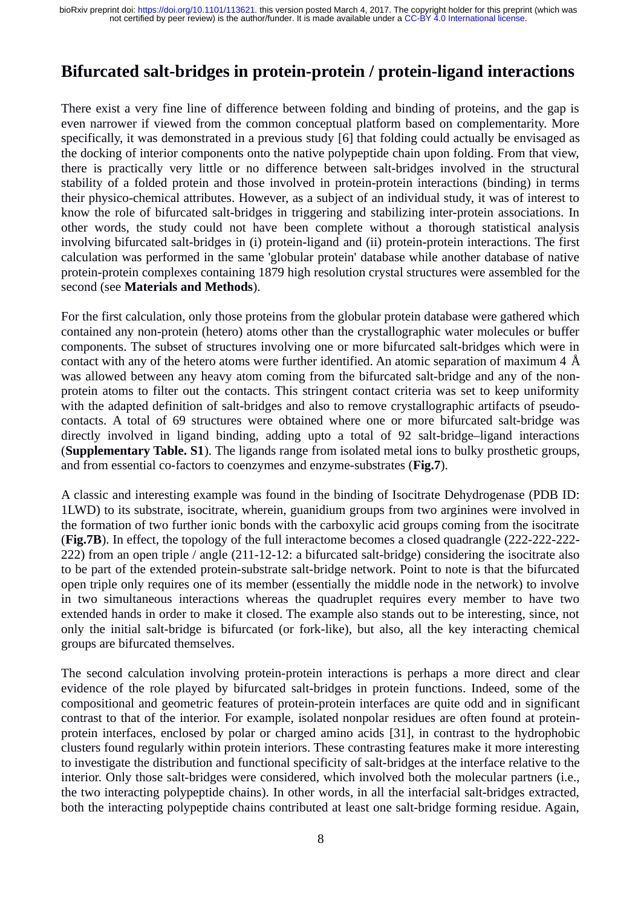# Bifurcated salt-bridges in protein-protein / protein-ligand interactions

There exist a very fine line of difference between folding and binding of proteins, and the gap is even narrower if viewed from the common conceptual platform based on complementarity. More specifically, it was demonstrated in a previous study [6] that folding could actually be envisaged as the docking of interior components onto the native polypeptide chain upon folding. From that view, there is practically very little or no difference between salt-bridges involved in the structural stability of a folded protein and those involved in protein-protein interactions (binding) in terms their physico-chemical attributes. However, as a subject of an individual study, it was of interest to know the role of bifurcated salt-bridges in triggering and stabilizing inter-protein associations. In other words, the study could not have been complete without a thorough statistical analysis involving bifurcated salt-bridges in (i) protein-ligand and (ii) protein-protein interactions. The first calculation was performed in the same 'globular protein' database while another database of native protein-protein complexes containing 1879 high resolution crystal structures were assembled for the second (see **Materials and Methods**).

For the first calculation, only those proteins from the globular protein database were gathered which contained any non-protein (hetero) atoms other than the crystallographic water molecules or buffer components. The subset of structures involving one or more bifurcated salt-bridges which were in contact with any of the hetero atoms were further identified. An atomic separation of maximum 4 Å was allowed between any heavy atom coming from the bifurcated salt-bridge and any of the non-protein atoms to filter out the contacts. This stringent contact criteria was set to keep uniformity with the adapted definition of salt-bridges and also to remove crystallographic artifacts of pseudo-contacts. A total of 69 structures were obtained where one or more bifurcated salt-bridge was directly involved in ligand binding, adding upto a total of 92 salt-bridge–ligand interactions (**Supplementary Table. S1**). The ligands range from isolated metal ions to bulky prosthetic groups, and from essential co-factors to coenzymes and enzyme-substrates (**Fig.7**).

A classic and interesting example was found in the binding of Isocitrate Dehydrogenase (PDB ID: 1LWD) to its substrate, isocitrate, wherein, guanidium groups from two arginines were involved in the formation of two further ionic bonds with the carboxylic acid groups coming from the isocitrate (**Fig.7B**). In effect, the topology of the full interactome becomes a closed quadrangle (222-222-222-222) from an open triple / angle (211-12-12: a bifurcated salt-bridge) considering the isocitrate also to be part of the extended protein-substrate salt-bridge network. Point to note is that the bifurcated open triple only requires one of its member (essentially the middle node in the network) to involve in two simultaneous interactions whereas the quadruplet requires every member to have two extended hands in order to make it closed. The example also stands out to be interesting, since, not only the initial salt-bridge is bifurcated (or fork-like), but also, all the key interacting chemical groups are bifurcated themselves.

The second calculation involving protein-protein interactions is perhaps a more direct and clear evidence of the role played by bifurcated salt-bridges in protein functions. Indeed, some of the compositional and geometric features of protein-protein interfaces are quite odd and in significant contrast to that of the interior. For example, isolated nonpolar residues are often found at protein-protein interfaces, enclosed by polar or charged amino acids [31], in contrast to the hydrophobic clusters found regularly within protein interiors. These contrasting features make it more interesting to investigate the distribution and functional specificity of salt-bridges at the interface relative to the interior. Only those salt-bridges were considered, which involved both the molecular partners (i.e., the two interacting polypeptide chains). In other words, in all the interfacial salt-bridges extracted, both the interacting polypeptide chains contributed at least one salt-bridge forming residue. Again,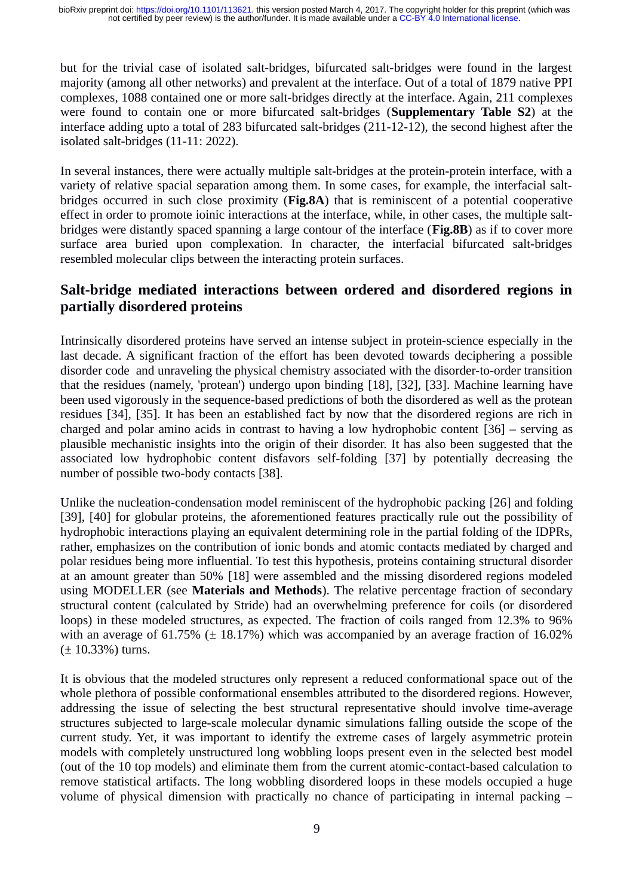but for the trivial case of isolated salt-bridges, bifurcated salt-bridges were found in the largest majority (among all other networks) and prevalent at the interface. Out of a total of 1879 native PPI complexes, 1088 contained one or more salt-bridges directly at the interface. Again, 211 complexes were found to contain one or more bifurcated salt-bridges (**Supplementary Table S2**) at the interface adding upto a total of 283 bifurcated salt-bridges (211-12-12), the second highest after the isolated salt-bridges (11-11: 2022).

In several instances, there were actually multiple salt-bridges at the protein-protein interface, with a variety of relative spacial separation among them. In some cases, for example, the interfacial salt-bridges occurred in such close proximity (**Fig.8A**) that is reminiscent of a potential cooperative effect in order to promote ioinic interactions at the interface, while, in other cases, the multiple salt-bridges were distantly spaced spanning a large contour of the interface (**Fig.8B**) as if to cover more surface area buried upon complexation. In character, the interfacial bifurcated salt-bridges resembled molecular clips between the interacting protein surfaces.

## Salt-bridge mediated interactions between ordered and disordered regions in partially disordered proteins

Intrinsically disordered proteins have served an intense subject in protein-science especially in the last decade. A significant fraction of the effort has been devoted towards deciphering a possible disorder code and unraveling the physical chemistry associated with the disorder-to-order transition that the residues (namely, 'protean') undergo upon binding [18], [32], [33]. Machine learning have been used vigorously in the sequence-based predictions of both the disordered as well as the protean residues [34], [35]. It has been an established fact by now that the disordered regions are rich in charged and polar amino acids in contrast to having a low hydrophobic content [36] – serving as plausible mechanistic insights into the origin of their disorder. It has also been suggested that the associated low hydrophobic content disfavors self-folding [37] by potentially decreasing the number of possible two-body contacts [38].

Unlike the nucleation-condensation model reminiscent of the hydrophobic packing [26] and folding [39], [40] for globular proteins, the aforementioned features practically rule out the possibility of hydrophobic interactions playing an equivalent determining role in the partial folding of the IDPRs, rather, emphasizes on the contribution of ionic bonds and atomic contacts mediated by charged and polar residues being more influential. To test this hypothesis, proteins containing structural disorder at an amount greater than 50% [18] were assembled and the missing disordered regions modeled using MODELLER (see **Materials and Methods**). The relative percentage fraction of secondary structural content (calculated by Stride) had an overwhelming preference for coils (or disordered loops) in these modeled structures, as expected. The fraction of coils ranged from 12.3% to 96% with an average of 61.75% (± 18.17%) which was accompanied by an average fraction of 16.02% (± 10.33%) turns.

It is obvious that the modeled structures only represent a reduced conformational space out of the whole plethora of possible conformational ensembles attributed to the disordered regions. However, addressing the issue of selecting the best structural representative should involve time-average structures subjected to large-scale molecular dynamic simulations falling outside the scope of the current study. Yet, it was important to identify the extreme cases of largely asymmetric protein models with completely unstructured long wobbling loops present even in the selected best model (out of the 10 top models) and eliminate them from the current atomic-contact-based calculation to remove statistical artifacts. The long wobbling disordered loops in these models occupied a huge volume of physical dimension with practically no chance of participating in internal packing –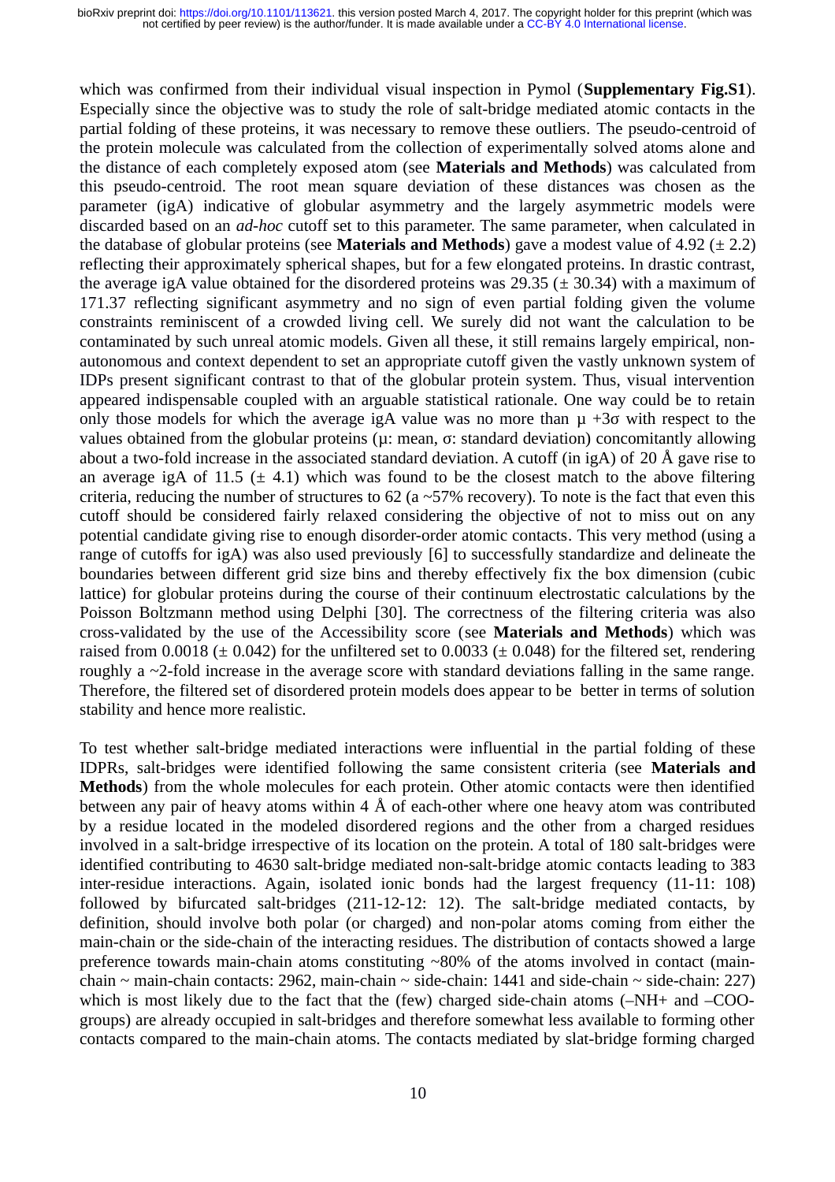which was confirmed from their individual visual inspection in Pymol (**Supplementary Fig.S1**). Especially since the objective was to study the role of salt-bridge mediated atomic contacts in the partial folding of these proteins, it was necessary to remove these outliers. The pseudo-centroid of the protein molecule was calculated from the collection of experimentally solved atoms alone and the distance of each completely exposed atom (see **Materials and Methods**) was calculated from this pseudo-centroid. The root mean square deviation of these distances was chosen as the parameter (igA) indicative of globular asymmetry and the largely asymmetric models were discarded based on an *ad-hoc* cutoff set to this parameter. The same parameter, when calculated in the database of globular proteins (see **Materials and Methods**) gave a modest value of 4.92 (± 2.2) reflecting their approximately spherical shapes, but for a few elongated proteins. In drastic contrast, the average igA value obtained for the disordered proteins was 29.35 (± 30.34) with a maximum of 171.37 reflecting significant asymmetry and no sign of even partial folding given the volume constraints reminiscent of a crowded living cell. We surely did not want the calculation to be contaminated by such unreal atomic models. Given all these, it still remains largely empirical, non-autonomous and context dependent to set an appropriate cutoff given the vastly unknown system of IDPs present significant contrast to that of the globular protein system. Thus, visual intervention appeared indispensable coupled with an arguable statistical rationale. One way could be to retain only those models for which the average igA value was no more than $\mu + 3\sigma$ with respect to the values obtained from the globular proteins ($\mu$: mean, $\sigma$: standard deviation) concomitantly allowing about a two-fold increase in the associated standard deviation. A cutoff (in igA) of 20 Å gave rise to an average igA of 11.5 (± 4.1) which was found to be the closest match to the above filtering criteria, reducing the number of structures to 62 (a ~57% recovery). To note is the fact that even this cutoff should be considered fairly relaxed considering the objective of not to miss out on any potential candidate giving rise to enough disorder-order atomic contacts. This very method (using a range of cutoffs for igA) was also used previously [6] to successfully standardize and delineate the boundaries between different grid size bins and thereby effectively fix the box dimension (cubic lattice) for globular proteins during the course of their continuum electrostatic calculations by the Poisson Boltzmann method using Delphi [30]. The correctness of the filtering criteria was also cross-validated by the use of the Accessibility score (see **Materials and Methods**) which was raised from 0.0018 (± 0.042) for the unfiltered set to 0.0033 (± 0.048) for the filtered set, rendering roughly a ~2-fold increase in the average score with standard deviations falling in the same range. Therefore, the filtered set of disordered protein models does appear to be better in terms of solution stability and hence more realistic.

To test whether salt-bridge mediated interactions were influential in the partial folding of these IDPRs, salt-bridges were identified following the same consistent criteria (see **Materials and Methods**) from the whole molecules for each protein. Other atomic contacts were then identified between any pair of heavy atoms within 4 Å of each-other where one heavy atom was contributed by a residue located in the modeled disordered regions and the other from a charged residues involved in a salt-bridge irrespective of its location on the protein. A total of 180 salt-bridges were identified contributing to 4630 salt-bridge mediated non-salt-bridge atomic contacts leading to 383 inter-residue interactions. Again, isolated ionic bonds had the largest frequency (11-11: 108) followed by bifurcated salt-bridges (211-12-12: 12). The salt-bridge mediated contacts, by definition, should involve both polar (or charged) and non-polar atoms coming from either the main-chain or the side-chain of the interacting residues. The distribution of contacts showed a large preference towards main-chain atoms constituting ~80% of the atoms involved in contact (main-chain ~ main-chain contacts: 2962, main-chain ~ side-chain: 1441 and side-chain ~ side-chain: 227) which is most likely due to the fact that the (few) charged side-chain atoms (–NH+ and –COO- groups) are already occupied in salt-bridges and therefore somewhat less available to forming other contacts compared to the main-chain atoms. The contacts mediated by slat-bridge forming charged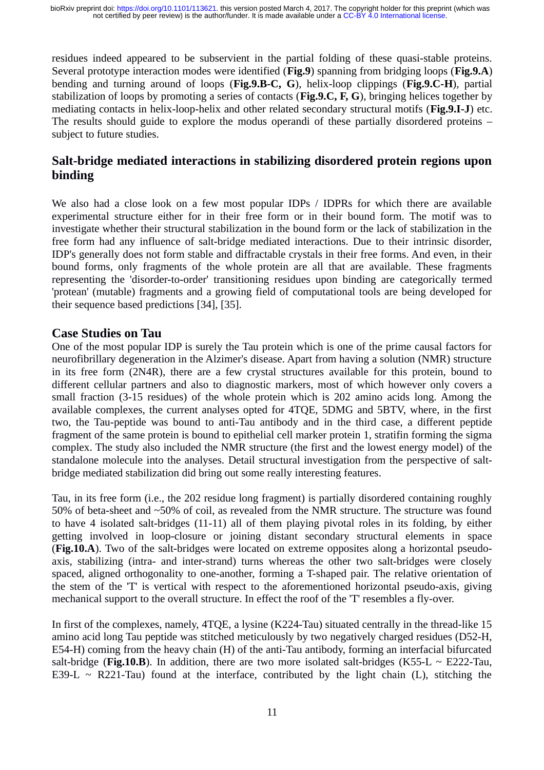residues indeed appeared to be subservient in the partial folding of these quasi-stable proteins. Several prototype interaction modes were identified (**Fig.9**) spanning from bridging loops (**Fig.9.A**) bending and turning around of loops (**Fig.9.B-C, G**), helix-loop clippings (**Fig.9.C-H**), partial stabilization of loops by promoting a series of contacts (**Fig.9.C, F, G**), bringing helices together by mediating contacts in helix-loop-helix and other related secondary structural motifs (**Fig.9.I-J**) etc. The results should guide to explore the modus operandi of these partially disordered proteins – subject to future studies.

## Salt-bridge mediated interactions in stabilizing disordered protein regions upon binding

We also had a close look on a few most popular IDPs / IDPRs for which there are available experimental structure either for in their free form or in their bound form. The motif was to investigate whether their structural stabilization in the bound form or the lack of stabilization in the free form had any influence of salt-bridge mediated interactions. Due to their intrinsic disorder, IDP's generally does not form stable and diffractable crystals in their free forms. And even, in their bound forms, only fragments of the whole protein are all that are available. These fragments representing the 'disorder-to-order' transitioning residues upon binding are categorically termed 'protean' (mutable) fragments and a growing field of computational tools are being developed for their sequence based predictions [34], [35].

### Case Studies on Tau

One of the most popular IDP is surely the Tau protein which is one of the prime causal factors for neurofibrillary degeneration in the Alzimer's disease. Apart from having a solution (NMR) structure in its free form (2N4R), there are a few crystal structures available for this protein, bound to different cellular partners and also to diagnostic markers, most of which however only covers a small fraction (3-15 residues) of the whole protein which is 202 amino acids long. Among the available complexes, the current analyses opted for 4TQE, 5DMG and 5BTV, where, in the first two, the Tau-peptide was bound to anti-Tau antibody and in the third case, a different peptide fragment of the same protein is bound to epithelial cell marker protein 1, stratifin forming the sigma complex. The study also included the NMR structure (the first and the lowest energy model) of the standalone molecule into the analyses. Detail structural investigation from the perspective of salt-bridge mediated stabilization did bring out some really interesting features.

Tau, in its free form (i.e., the 202 residue long fragment) is partially disordered containing roughly 50% of beta-sheet and ~50% of coil, as revealed from the NMR structure. The structure was found to have 4 isolated salt-bridges (11-11) all of them playing pivotal roles in its folding, by either getting involved in loop-closure or joining distant secondary structural elements in space (**Fig.10.A**). Two of the salt-bridges were located on extreme opposites along a horizontal pseudo-axis, stabilizing (intra- and inter-strand) turns whereas the other two salt-bridges were closely spaced, aligned orthogonality to one-another, forming a T-shaped pair. The relative orientation of the stem of the 'T' is vertical with respect to the aforementioned horizontal pseudo-axis, giving mechanical support to the overall structure. In effect the roof of the 'T' resembles a fly-over.

In first of the complexes, namely, 4TQE, a lysine (K224-Tau) situated centrally in the thread-like 15 amino acid long Tau peptide was stitched meticulously by two negatively charged residues (D52-H, E54-H) coming from the heavy chain (H) of the anti-Tau antibody, forming an interfacial bifurcated salt-bridge (**Fig.10.B**). In addition, there are two more isolated salt-bridges (K55-L ~ E222-Tau, E39-L ~ R221-Tau) found at the interface, contributed by the light chain (L), stitching the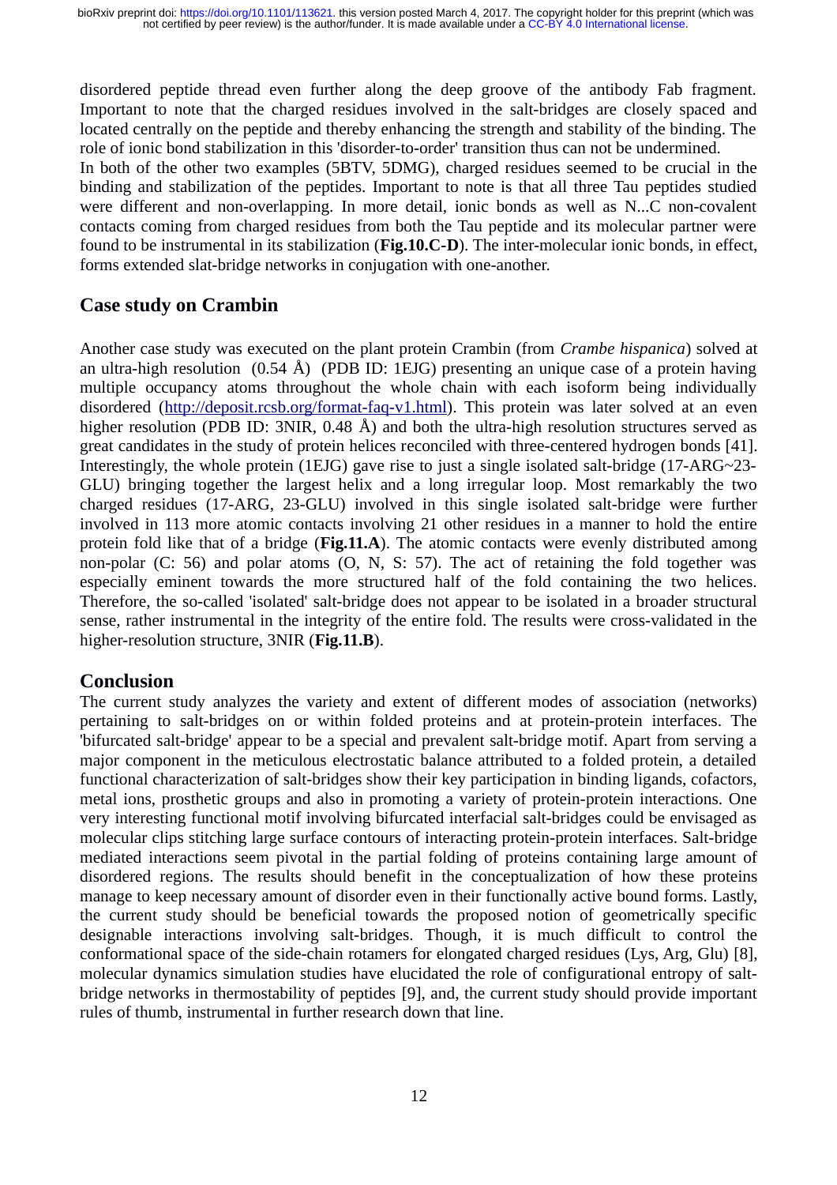disordered peptide thread even further along the deep groove of the antibody Fab fragment. Important to note that the charged residues involved in the salt-bridges are closely spaced and located centrally on the peptide and thereby enhancing the strength and stability of the binding. The role of ionic bond stabilization in this 'disorder-to-order' transition thus can not be undermined.
In both of the other two examples (5BTV, 5DMG), charged residues seemed to be crucial in the binding and stabilization of the peptides. Important to note is that all three Tau peptides studied were different and non-overlapping. In more detail, ionic bonds as well as N...C non-covalent contacts coming from charged residues from both the Tau peptide and its molecular partner were found to be instrumental in its stabilization (**Fig.10.C-D**). The inter-molecular ionic bonds, in effect, forms extended slat-bridge networks in conjugation with one-another.

## Case study on Crambin

Another case study was executed on the plant protein Crambin (from *Crambe hispanica*) solved at an ultra-high resolution (0.54 Å) (PDB ID: 1EJG) presenting an unique case of a protein having multiple occupancy atoms throughout the whole chain with each isoform being individually disordered (http://deposit.rcsb.org/format-faq-v1.html). This protein was later solved at an even higher resolution (PDB ID: 3NIR, 0.48 Å) and both the ultra-high resolution structures served as great candidates in the study of protein helices reconciled with three-centered hydrogen bonds [41]. Interestingly, the whole protein (1EJG) gave rise to just a single isolated salt-bridge (17-ARG~23-GLU) bringing together the largest helix and a long irregular loop. Most remarkably the two charged residues (17-ARG, 23-GLU) involved in this single isolated salt-bridge were further involved in 113 more atomic contacts involving 21 other residues in a manner to hold the entire protein fold like that of a bridge (**Fig.11.A**). The atomic contacts were evenly distributed among non-polar (C: 56) and polar atoms (O, N, S: 57). The act of retaining the fold together was especially eminent towards the more structured half of the fold containing the two helices. Therefore, the so-called 'isolated' salt-bridge does not appear to be isolated in a broader structural sense, rather instrumental in the integrity of the entire fold. The results were cross-validated in the higher-resolution structure, 3NIR (**Fig.11.B**).

## Conclusion

The current study analyzes the variety and extent of different modes of association (networks) pertaining to salt-bridges on or within folded proteins and at protein-protein interfaces. The 'bifurcated salt-bridge' appear to be a special and prevalent salt-bridge motif. Apart from serving a major component in the meticulous electrostatic balance attributed to a folded protein, a detailed functional characterization of salt-bridges show their key participation in binding ligands, cofactors, metal ions, prosthetic groups and also in promoting a variety of protein-protein interactions. One very interesting functional motif involving bifurcated interfacial salt-bridges could be envisaged as molecular clips stitching large surface contours of interacting protein-protein interfaces. Salt-bridge mediated interactions seem pivotal in the partial folding of proteins containing large amount of disordered regions. The results should benefit in the conceptualization of how these proteins manage to keep necessary amount of disorder even in their functionally active bound forms. Lastly, the current study should be beneficial towards the proposed notion of geometrically specific designable interactions involving salt-bridges. Though, it is much difficult to control the conformational space of the side-chain rotamers for elongated charged residues (Lys, Arg, Glu) [8], molecular dynamics simulation studies have elucidated the role of configurational entropy of salt-bridge networks in thermostability of peptides [9], and, the current study should provide important rules of thumb, instrumental in further research down that line.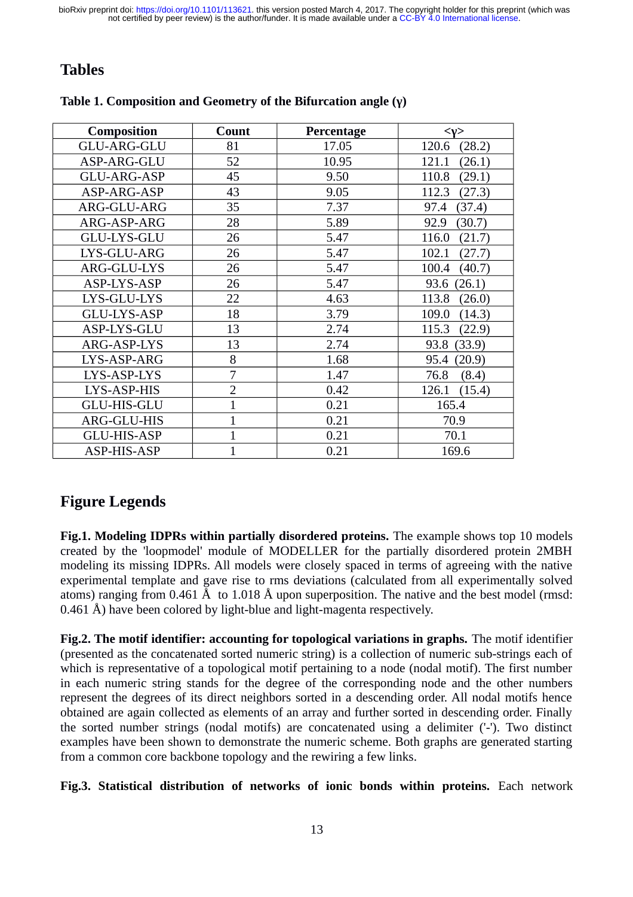# Tables

**Table 1. Composition and Geometry of the Bifurcation angle (γ)**

| Composition | Count | Percentage | <γ> |
|---|---|---|---|
| GLU-ARG-GLU | 81 | 17.05 | 120.6 (28.2) |
| ASP-ARG-GLU | 52 | 10.95 | 121.1 (26.1) |
| GLU-ARG-ASP | 45 | 9.50 | 110.8 (29.1) |
| ASP-ARG-ASP | 43 | 9.05 | 112.3 (27.3) |
| ARG-GLU-ARG | 35 | 7.37 | 97.4 (37.4) |
| ARG-ASP-ARG | 28 | 5.89 | 92.9 (30.7) |
| GLU-LYS-GLU | 26 | 5.47 | 116.0 (21.7) |
| LYS-GLU-ARG | 26 | 5.47 | 102.1 (27.7) |
| ARG-GLU-LYS | 26 | 5.47 | 100.4 (40.7) |
| ASP-LYS-ASP | 26 | 5.47 | 93.6 (26.1) |
| LYS-GLU-LYS | 22 | 4.63 | 113.8 (26.0) |
| GLU-LYS-ASP | 18 | 3.79 | 109.0 (14.3) |
| ASP-LYS-GLU | 13 | 2.74 | 115.3 (22.9) |
| ARG-ASP-LYS | 13 | 2.74 | 93.8 (33.9) |
| LYS-ASP-ARG | 8 | 1.68 | 95.4 (20.9) |
| LYS-ASP-LYS | 7 | 1.47 | 76.8 (8.4) |
| LYS-ASP-HIS | 2 | 0.42 | 126.1 (15.4) |
| GLU-HIS-GLU | 1 | 0.21 | 165.4 |
| ARG-GLU-HIS | 1 | 0.21 | 70.9 |
| GLU-HIS-ASP | 1 | 0.21 | 70.1 |
| ASP-HIS-ASP | 1 | 0.21 | 169.6 |

# Figure Legends

**Fig.1. Modeling IDPRs within partially disordered proteins.** The example shows top 10 models created by the 'loopmodel' module of MODELLER for the partially disordered protein 2MBH modeling its missing IDPRs. All models were closely spaced in terms of agreeing with the native experimental template and gave rise to rms deviations (calculated from all experimentally solved atoms) ranging from 0.461 Å to 1.018 Å upon superposition. The native and the best model (rmsd: 0.461 Å) have been colored by light-blue and light-magenta respectively.

**Fig.2. The motif identifier: accounting for topological variations in graphs.** The motif identifier (presented as the concatenated sorted numeric string) is a collection of numeric sub-strings each of which is representative of a topological motif pertaining to a node (nodal motif). The first number in each numeric string stands for the degree of the corresponding node and the other numbers represent the degrees of its direct neighbors sorted in a descending order. All nodal motifs hence obtained are again collected as elements of an array and further sorted in descending order. Finally the sorted number strings (nodal motifs) are concatenated using a delimiter ('-'). Two distinct examples have been shown to demonstrate the numeric scheme. Both graphs are generated starting from a common core backbone topology and the rewiring a few links.

**Fig.3. Statistical distribution of networks of ionic bonds within proteins.** Each network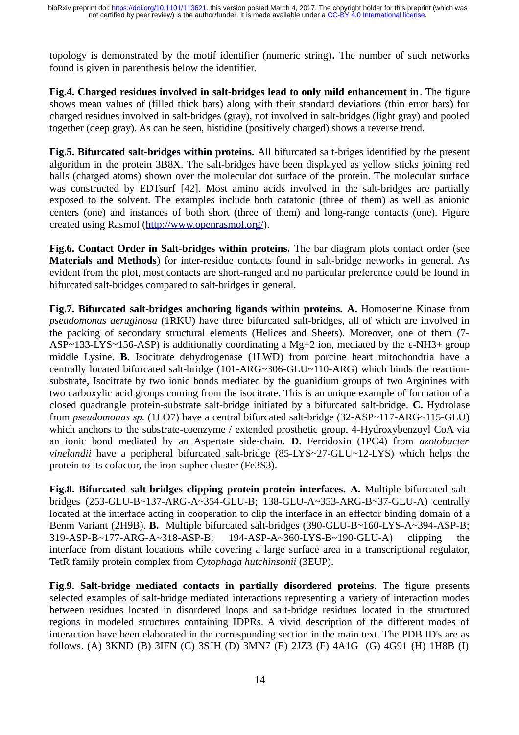topology is demonstrated by the motif identifier (numeric string). The number of such networks found is given in parenthesis below the identifier.

**Fig.4. Charged residues involved in salt-bridges lead to only mild enhancement in**. The figure shows mean values of (filled thick bars) along with their standard deviations (thin error bars) for charged residues involved in salt-bridges (gray), not involved in salt-bridges (light gray) and pooled together (deep gray). As can be seen, histidine (positively charged) shows a reverse trend.

**Fig.5. Bifurcated salt-bridges within proteins.** All bifurcated salt-briges identified by the present algorithm in the protein 3B8X. The salt-bridges have been displayed as yellow sticks joining red balls (charged atoms) shown over the molecular dot surface of the protein. The molecular surface was constructed by EDTsurf [42]. Most amino acids involved in the salt-bridges are partially exposed to the solvent. The examples include both catatonic (three of them) as well as anionic centers (one) and instances of both short (three of them) and long-range contacts (one). Figure created using Rasmol (http://www.openrasmol.org/).

**Fig.6. Contact Order in Salt-bridges within proteins.** The bar diagram plots contact order (see **Materials and Methods**) for inter-residue contacts found in salt-bridge networks in general. As evident from the plot, most contacts are short-ranged and no particular preference could be found in bifurcated salt-bridges compared to salt-bridges in general.

**Fig.7. Bifurcated salt-bridges anchoring ligands within proteins. A.** Homoserine Kinase from *pseudomonas aeruginosa* (1RKU) have three bifurcated salt-bridges, all of which are involved in the packing of secondary structural elements (Helices and Sheets). Moreover, one of them (7-ASP~133-LYS~156-ASP) is additionally coordinating a Mg+2 ion, mediated by the ε-NH3+ group middle Lysine. **B.** Isocitrate dehydrogenase (1LWD) from porcine heart mitochondria have a centrally located bifurcated salt-bridge (101-ARG~306-GLU~110-ARG) which binds the reaction-substrate, Isocitrate by two ionic bonds mediated by the guanidium groups of two Arginines with two carboxylic acid groups coming from the isocitrate. This is an unique example of formation of a closed quadrangle protein-substrate salt-bridge initiated by a bifurcated salt-bridge. **C.** Hydrolase from *pseudomonas sp.* (1LO7) have a central bifurcated salt-bridge (32-ASP~117-ARG~115-GLU) which anchors to the substrate-coenzyme / extended prosthetic group, 4-Hydroxybenzoyl CoA via an ionic bond mediated by an Aspertate side-chain. **D.** Ferridoxin (1PC4) from *azotobacter vinelandii* have a peripheral bifurcated salt-bridge (85-LYS~27-GLU~12-LYS) which helps the protein to its cofactor, the iron-supher cluster (Fe3S3).

**Fig.8. Bifurcated salt-bridges clipping protein-protein interfaces. A.** Multiple bifurcated salt-bridges (253-GLU-B~137-ARG-A~354-GLU-B; 138-GLU-A~353-ARG-B~37-GLU-A) centrally located at the interface acting in cooperation to clip the interface in an effector binding domain of a Benm Variant (2H9B). **B.** Multiple bifurcated salt-bridges (390-GLU-B~160-LYS-A~394-ASP-B; 319-ASP-B~177-ARG-A~318-ASP-B; 194-ASP-A~360-LYS-B~190-GLU-A) clipping the interface from distant locations while covering a large surface area in a transcriptional regulator, TetR family protein complex from *Cytophaga hutchinsonii* (3EUP).

**Fig.9. Salt-bridge mediated contacts in partially disordered proteins.** The figure presents selected examples of salt-bridge mediated interactions representing a variety of interaction modes between residues located in disordered loops and salt-bridge residues located in the structured regions in modeled structures containing IDPRs. A vivid description of the different modes of interaction have been elaborated in the corresponding section in the main text. The PDB ID's are as follows. (A) 3KND (B) 3IFN (C) 3SJH (D) 3MN7 (E) 2JZ3 (F) 4A1G (G) 4G91 (H) 1H8B (I)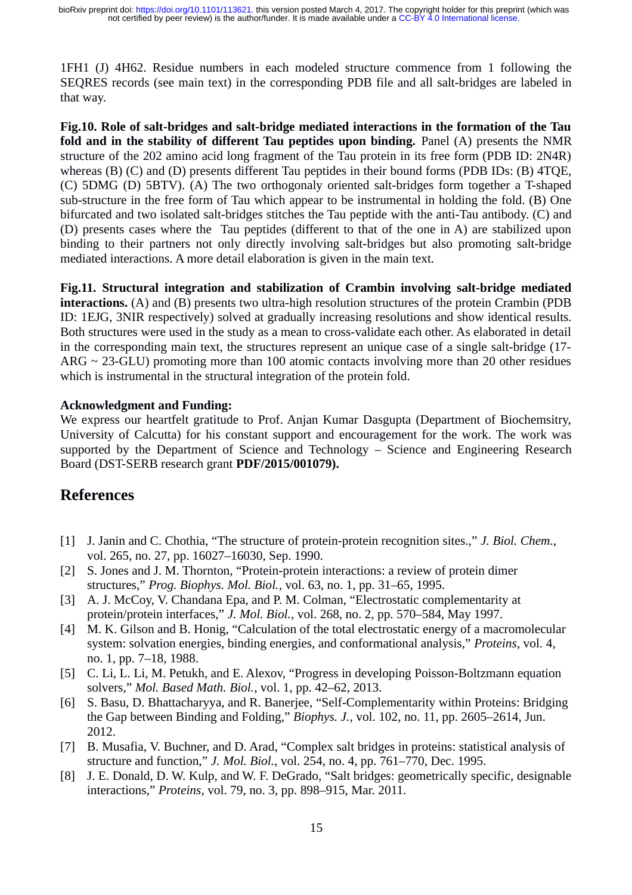1FH1 (J) 4H62. Residue numbers in each modeled structure commence from 1 following the SEQRES records (see main text) in the corresponding PDB file and all salt-bridges are labeled in that way.

**Fig.10. Role of salt-bridges and salt-bridge mediated interactions in the formation of the Tau fold and in the stability of different Tau peptides upon binding.** Panel (A) presents the NMR structure of the 202 amino acid long fragment of the Tau protein in its free form (PDB ID: 2N4R) whereas (B) (C) and (D) presents different Tau peptides in their bound forms (PDB IDs: (B) 4TQE, (C) 5DMG (D) 5BTV). (A) The two orthogonaly oriented salt-bridges form together a T-shaped sub-structure in the free form of Tau which appear to be instrumental in holding the fold. (B) One bifurcated and two isolated salt-bridges stitches the Tau peptide with the anti-Tau antibody. (C) and (D) presents cases where the  Tau peptides (different to that of the one in A) are stabilized upon binding to their partners not only directly involving salt-bridges but also promoting salt-bridge mediated interactions. A more detail elaboration is given in the main text.

**Fig.11. Structural integration and stabilization of Crambin involving salt-bridge mediated interactions.** (A) and (B) presents two ultra-high resolution structures of the protein Crambin (PDB ID: 1EJG, 3NIR respectively) solved at gradually increasing resolutions and show identical results. Both structures were used in the study as a mean to cross-validate each other. As elaborated in detail in the corresponding main text, the structures represent an unique case of a single salt-bridge (17-ARG ~ 23-GLU) promoting more than 100 atomic contacts involving more than 20 other residues which is instrumental in the structural integration of the protein fold.

**Acknowledgment and Funding:**
We express our heartfelt gratitude to Prof. Anjan Kumar Dasgupta (Department of Biochemsitry, University of Calcutta) for his constant support and encouragement for the work. The work was supported by the Department of Science and Technology – Science and Engineering Research Board (DST-SERB research grant **PDF/2015/001079).**

## References

[1] J. Janin and C. Chothia, "The structure of protein-protein recognition sites.," *J. Biol. Chem.*, vol. 265, no. 27, pp. 16027–16030, Sep. 1990.

[2] S. Jones and J. M. Thornton, "Protein-protein interactions: a review of protein dimer structures," *Prog. Biophys. Mol. Biol.*, vol. 63, no. 1, pp. 31–65, 1995.

[3] A. J. McCoy, V. Chandana Epa, and P. M. Colman, "Electrostatic complementarity at protein/protein interfaces," *J. Mol. Biol.*, vol. 268, no. 2, pp. 570–584, May 1997.

[4] M. K. Gilson and B. Honig, "Calculation of the total electrostatic energy of a macromolecular system: solvation energies, binding energies, and conformational analysis," *Proteins*, vol. 4, no. 1, pp. 7–18, 1988.

[5] C. Li, L. Li, M. Petukh, and E. Alexov, "Progress in developing Poisson-Boltzmann equation solvers," *Mol. Based Math. Biol.*, vol. 1, pp. 42–62, 2013.

[6] S. Basu, D. Bhattacharyya, and R. Banerjee, "Self-Complementarity within Proteins: Bridging the Gap between Binding and Folding," *Biophys. J.*, vol. 102, no. 11, pp. 2605–2614, Jun. 2012.

[7] B. Musafia, V. Buchner, and D. Arad, "Complex salt bridges in proteins: statistical analysis of structure and function," *J. Mol. Biol.*, vol. 254, no. 4, pp. 761–770, Dec. 1995.

[8] J. E. Donald, D. W. Kulp, and W. F. DeGrado, "Salt bridges: geometrically specific, designable interactions," *Proteins*, vol. 79, no. 3, pp. 898–915, Mar. 2011.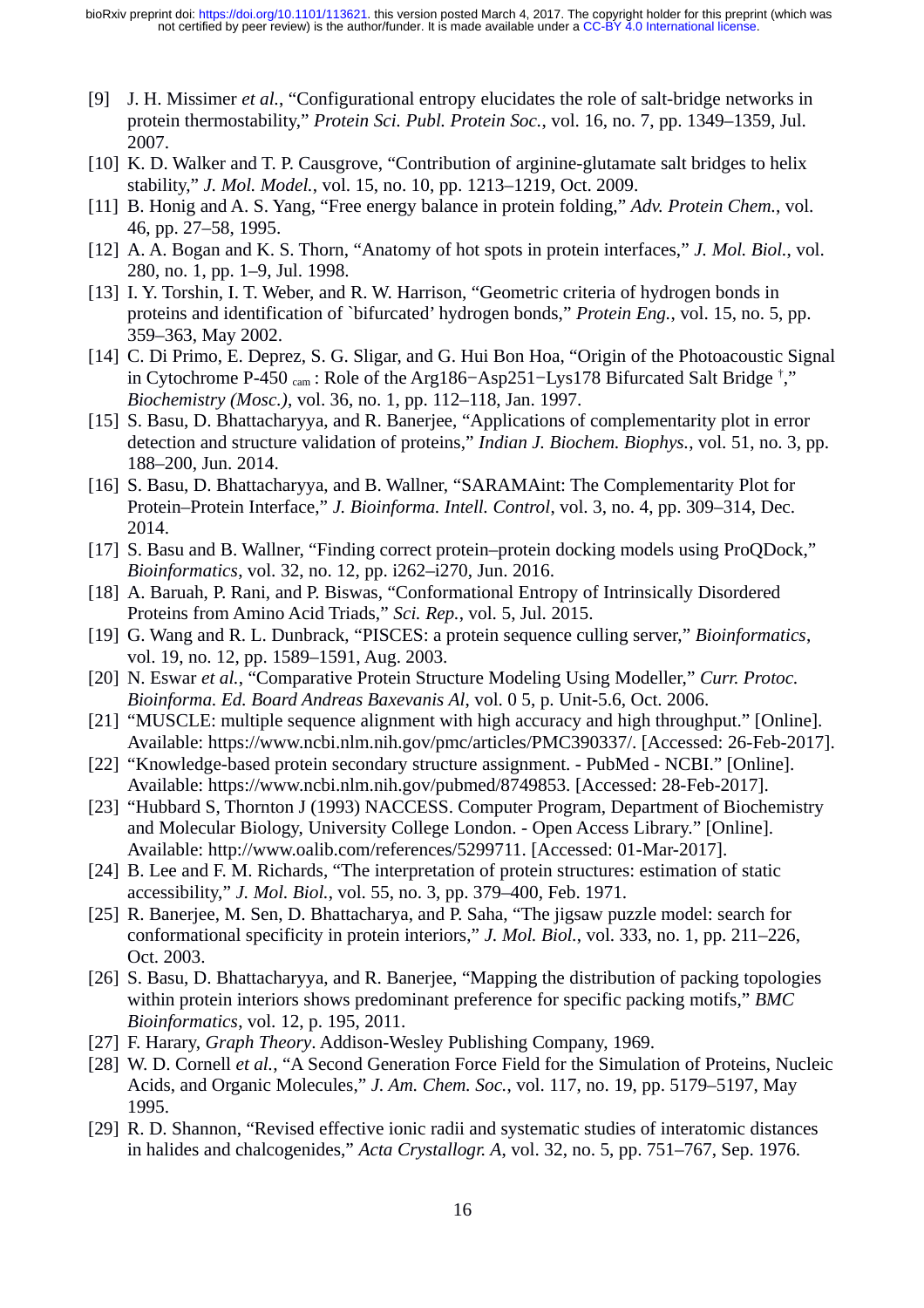[9] J. H. Missimer *et al.*, “Configurational entropy elucidates the role of salt-bridge networks in protein thermostability,” *Protein Sci. Publ. Protein Soc.*, vol. 16, no. 7, pp. 1349–1359, Jul. 2007.

[10] K. D. Walker and T. P. Causgrove, “Contribution of arginine-glutamate salt bridges to helix stability,” *J. Mol. Model.*, vol. 15, no. 10, pp. 1213–1219, Oct. 2009.

[11] B. Honig and A. S. Yang, “Free energy balance in protein folding,” *Adv. Protein Chem.*, vol. 46, pp. 27–58, 1995.

[12] A. A. Bogan and K. S. Thorn, “Anatomy of hot spots in protein interfaces,” *J. Mol. Biol.*, vol. 280, no. 1, pp. 1–9, Jul. 1998.

[13] I. Y. Torshin, I. T. Weber, and R. W. Harrison, “Geometric criteria of hydrogen bonds in proteins and identification of `bifurcated' hydrogen bonds,” *Protein Eng.*, vol. 15, no. 5, pp. 359–363, May 2002.

[14] C. Di Primo, E. Deprez, S. G. Sligar, and G. Hui Bon Hoa, “Origin of the Photoacoustic Signal in Cytochrome P-450 $_{cam}$ : Role of the Arg186−Asp251−Lys178 Bifurcated Salt Bridge †,” *Biochemistry (Mosc.)*, vol. 36, no. 1, pp. 112–118, Jan. 1997.

[15] S. Basu, D. Bhattacharyya, and R. Banerjee, “Applications of complementarity plot in error detection and structure validation of proteins,” *Indian J. Biochem. Biophys.*, vol. 51, no. 3, pp. 188–200, Jun. 2014.

[16] S. Basu, D. Bhattacharyya, and B. Wallner, “SARAMAint: The Complementarity Plot for Protein–Protein Interface,” *J. Bioinforma. Intell. Control*, vol. 3, no. 4, pp. 309–314, Dec. 2014.

[17] S. Basu and B. Wallner, “Finding correct protein–protein docking models using ProQDock,” *Bioinformatics*, vol. 32, no. 12, pp. i262–i270, Jun. 2016.

[18] A. Baruah, P. Rani, and P. Biswas, “Conformational Entropy of Intrinsically Disordered Proteins from Amino Acid Triads,” *Sci. Rep.*, vol. 5, Jul. 2015.

[19] G. Wang and R. L. Dunbrack, “PISCES: a protein sequence culling server,” *Bioinformatics*, vol. 19, no. 12, pp. 1589–1591, Aug. 2003.

[20] N. Eswar *et al.*, “Comparative Protein Structure Modeling Using Modeller,” *Curr. Protoc. Bioinforma. Ed. Board Andreas Baxevanis Al*, vol. 0 5, p. Unit-5.6, Oct. 2006.

[21] “MUSCLE: multiple sequence alignment with high accuracy and high throughput.” [Online]. Available: https://www.ncbi.nlm.nih.gov/pmc/articles/PMC390337/. [Accessed: 26-Feb-2017].

[22] “Knowledge-based protein secondary structure assignment. - PubMed - NCBI.” [Online]. Available: https://www.ncbi.nlm.nih.gov/pubmed/8749853. [Accessed: 28-Feb-2017].

[23] “Hubbard S, Thornton J (1993) NACCESS. Computer Program, Department of Biochemistry and Molecular Biology, University College London. - Open Access Library.” [Online]. Available: http://www.oalib.com/references/5299711. [Accessed: 01-Mar-2017].

[24] B. Lee and F. M. Richards, “The interpretation of protein structures: estimation of static accessibility,” *J. Mol. Biol.*, vol. 55, no. 3, pp. 379–400, Feb. 1971.

[25] R. Banerjee, M. Sen, D. Bhattacharya, and P. Saha, “The jigsaw puzzle model: search for conformational specificity in protein interiors,” *J. Mol. Biol.*, vol. 333, no. 1, pp. 211–226, Oct. 2003.

[26] S. Basu, D. Bhattacharyya, and R. Banerjee, “Mapping the distribution of packing topologies within protein interiors shows predominant preference for specific packing motifs,” *BMC Bioinformatics*, vol. 12, p. 195, 2011.

[27] F. Harary, *Graph Theory*. Addison-Wesley Publishing Company, 1969.

[28] W. D. Cornell *et al.*, “A Second Generation Force Field for the Simulation of Proteins, Nucleic Acids, and Organic Molecules,” *J. Am. Chem. Soc.*, vol. 117, no. 19, pp. 5179–5197, May 1995.

[29] R. D. Shannon, “Revised effective ionic radii and systematic studies of interatomic distances in halides and chalcogenides,” *Acta Crystallogr. A*, vol. 32, no. 5, pp. 751–767, Sep. 1976.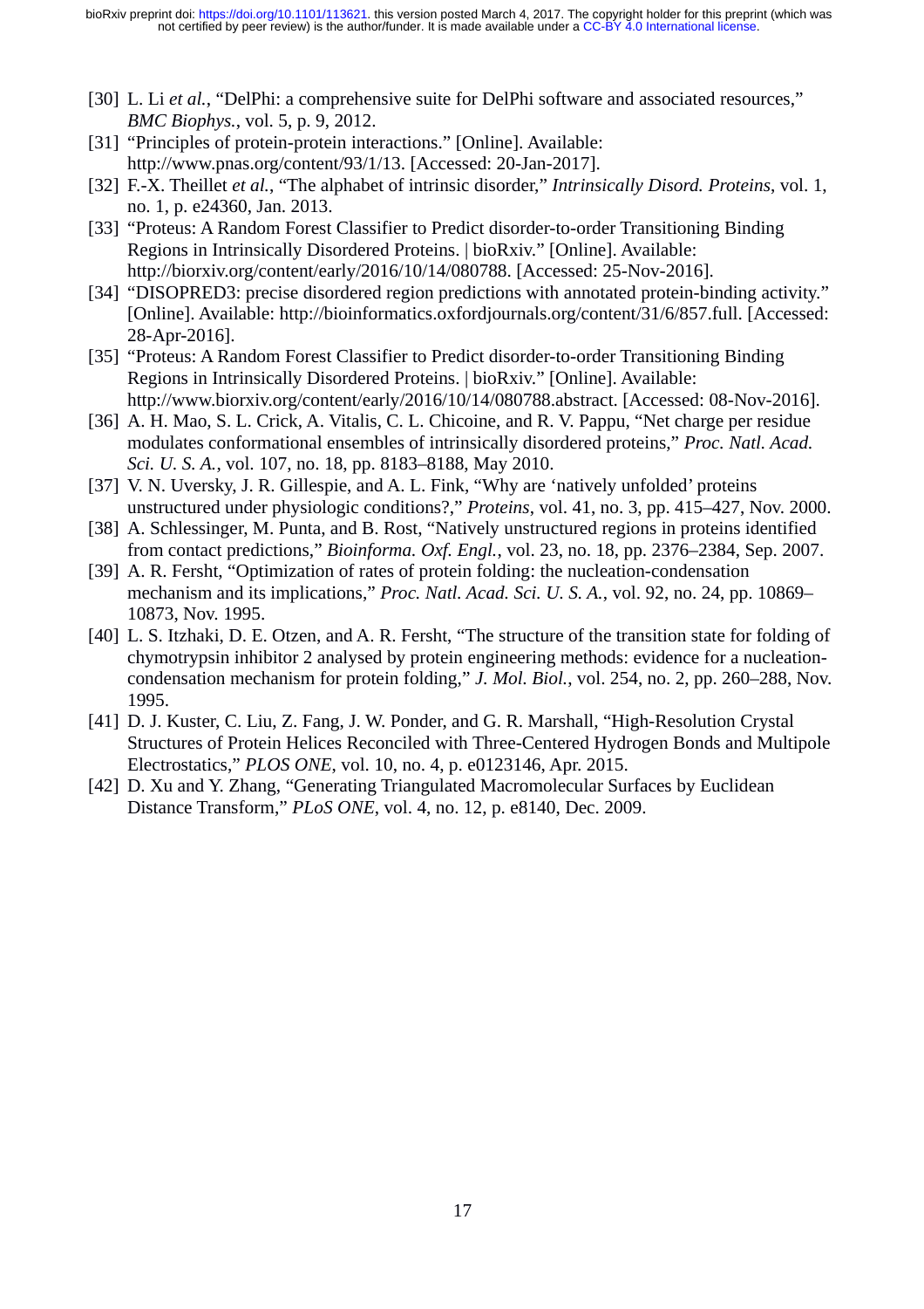[30] L. Li *et al.*, “DelPhi: a comprehensive suite for DelPhi software and associated resources,” *BMC Biophys.*, vol. 5, p. 9, 2012.

[31] “Principles of protein-protein interactions.” [Online]. Available: http://www.pnas.org/content/93/1/13. [Accessed: 20-Jan-2017].

[32] F.-X. Theillet *et al.*, “The alphabet of intrinsic disorder,” *Intrinsically Disord. Proteins*, vol. 1, no. 1, p. e24360, Jan. 2013.

[33] “Proteus: A Random Forest Classifier to Predict disorder-to-order Transitioning Binding Regions in Intrinsically Disordered Proteins. | bioRxiv.” [Online]. Available: http://biorxiv.org/content/early/2016/10/14/080788. [Accessed: 25-Nov-2016].

[34] “DISOPRED3: precise disordered region predictions with annotated protein-binding activity.” [Online]. Available: http://bioinformatics.oxfordjournals.org/content/31/6/857.full. [Accessed: 28-Apr-2016].

[35] “Proteus: A Random Forest Classifier to Predict disorder-to-order Transitioning Binding Regions in Intrinsically Disordered Proteins. | bioRxiv.” [Online]. Available: http://www.biorxiv.org/content/early/2016/10/14/080788.abstract. [Accessed: 08-Nov-2016].

[36] A. H. Mao, S. L. Crick, A. Vitalis, C. L. Chicoine, and R. V. Pappu, “Net charge per residue modulates conformational ensembles of intrinsically disordered proteins,” *Proc. Natl. Acad. Sci. U. S. A.*, vol. 107, no. 18, pp. 8183–8188, May 2010.

[37] V. N. Uversky, J. R. Gillespie, and A. L. Fink, “Why are ‘natively unfolded’ proteins unstructured under physiologic conditions?,” *Proteins*, vol. 41, no. 3, pp. 415–427, Nov. 2000.

[38] A. Schlessinger, M. Punta, and B. Rost, “Natively unstructured regions in proteins identified from contact predictions,” *Bioinforma. Oxf. Engl.*, vol. 23, no. 18, pp. 2376–2384, Sep. 2007.

[39] A. R. Fersht, “Optimization of rates of protein folding: the nucleation-condensation mechanism and its implications,” *Proc. Natl. Acad. Sci. U. S. A.*, vol. 92, no. 24, pp. 10869–10873, Nov. 1995.

[40] L. S. Itzhaki, D. E. Otzen, and A. R. Fersht, “The structure of the transition state for folding of chymotrypsin inhibitor 2 analysed by protein engineering methods: evidence for a nucleation-condensation mechanism for protein folding,” *J. Mol. Biol.*, vol. 254, no. 2, pp. 260–288, Nov. 1995.

[41] D. J. Kuster, C. Liu, Z. Fang, J. W. Ponder, and G. R. Marshall, “High-Resolution Crystal Structures of Protein Helices Reconciled with Three-Centered Hydrogen Bonds and Multipole Electrostatics,” *PLOS ONE*, vol. 10, no. 4, p. e0123146, Apr. 2015.

[42] D. Xu and Y. Zhang, “Generating Triangulated Macromolecular Surfaces by Euclidean Distance Transform,” *PLoS ONE*, vol. 4, no. 12, p. e8140, Dec. 2009.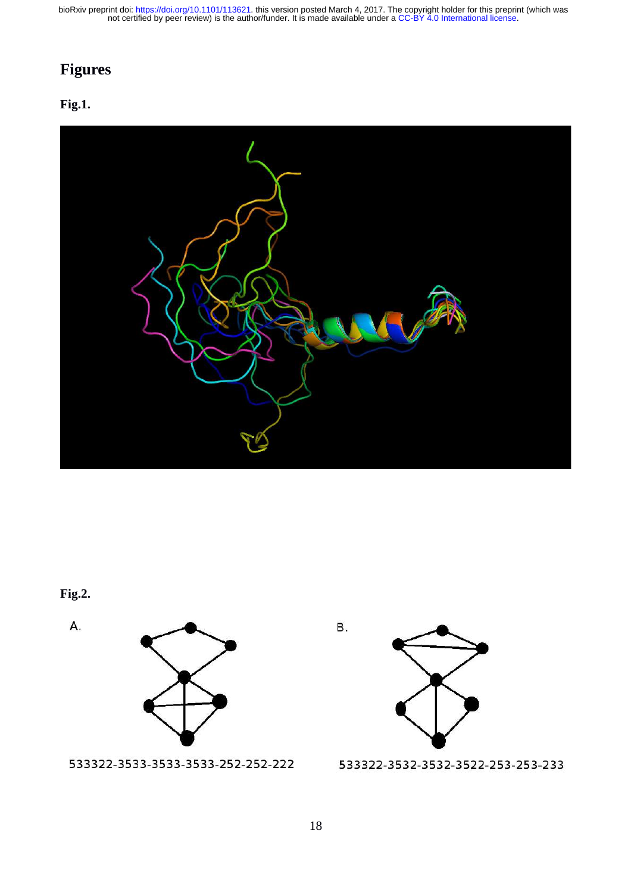# Figures

**Fig.1.**

**Fig.2.**

A.

533322-3533-3533-3533-252-252-222

B.

533322-3532-3532-3522-253-253-233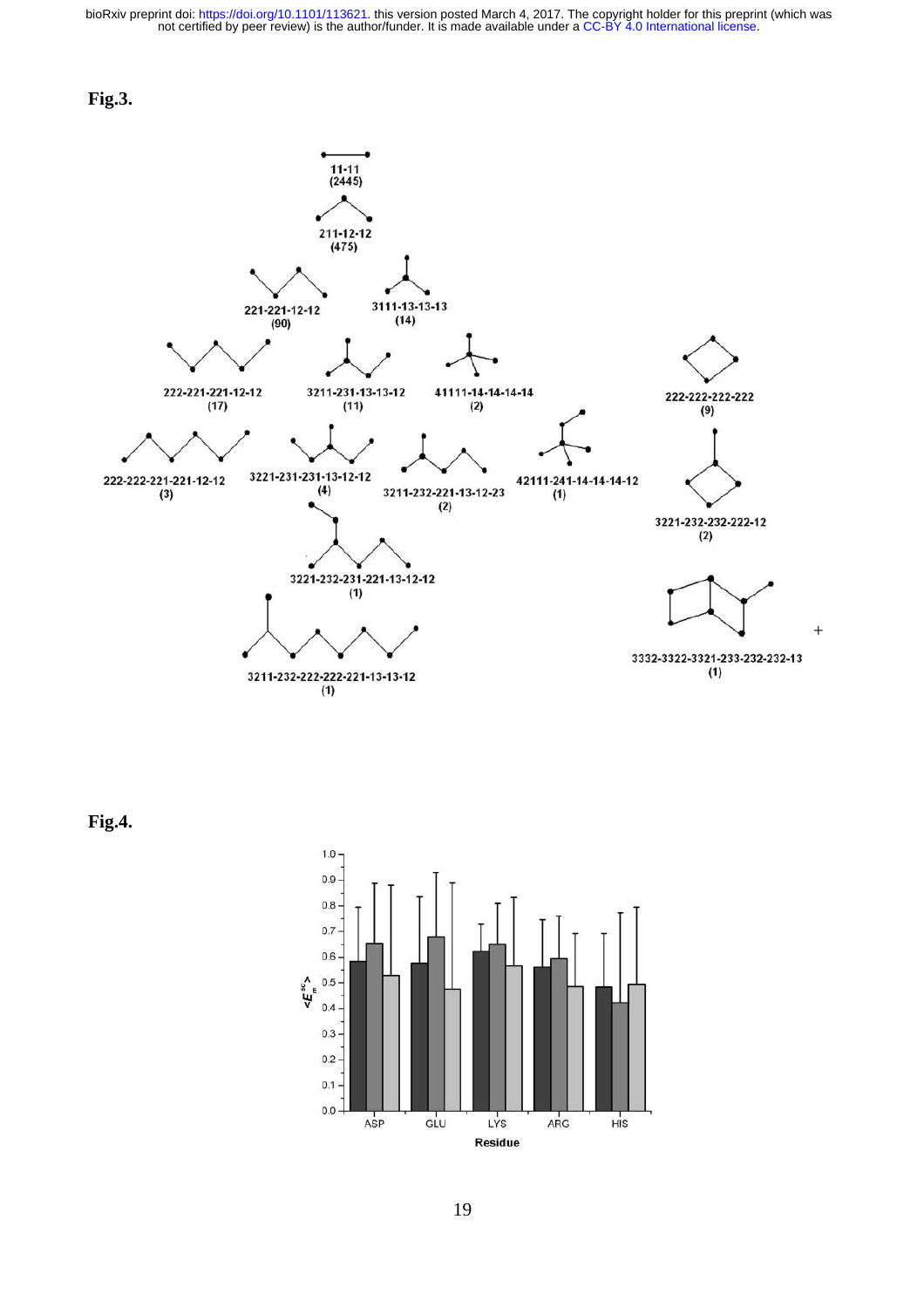**Fig.3.**

11-11
(2445)

211-12-12
(475)

221-221-12-12
(90)

3111-13-13-13
(14)

222-221-221-12-12
(17)

3211-231-13-13-12
(11)

41111-14-14-14-14
(2)

222-222-222-222
(9)

222-222-221-221-12-12
(3)

3221-231-231-13-12-12
(4)

3211-232-221-13-12-23
(2)

42111-241-14-14-14-12
(1)

3221-232-232-222-12
(2)

3221-232-231-221-13-12-12
(1)

3332-3322-3321-233-232-232-13
(1)

3211-232-222-222-221-13-13-12
(1)

**Fig.4.**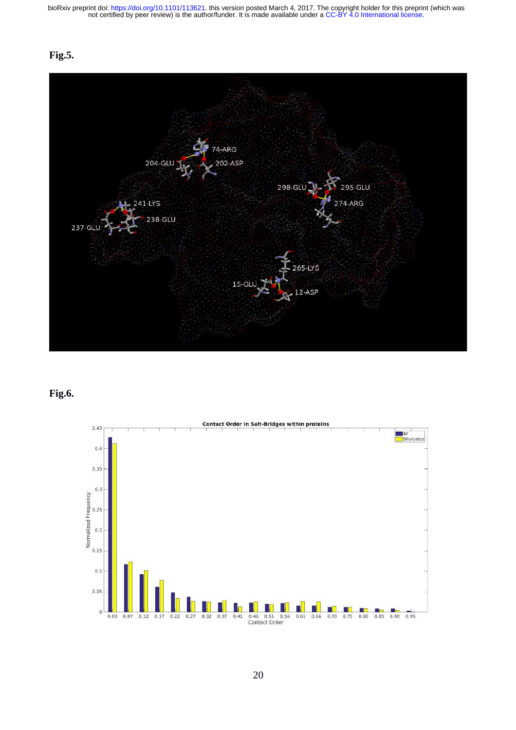**Fig.5.**

**Fig.6.**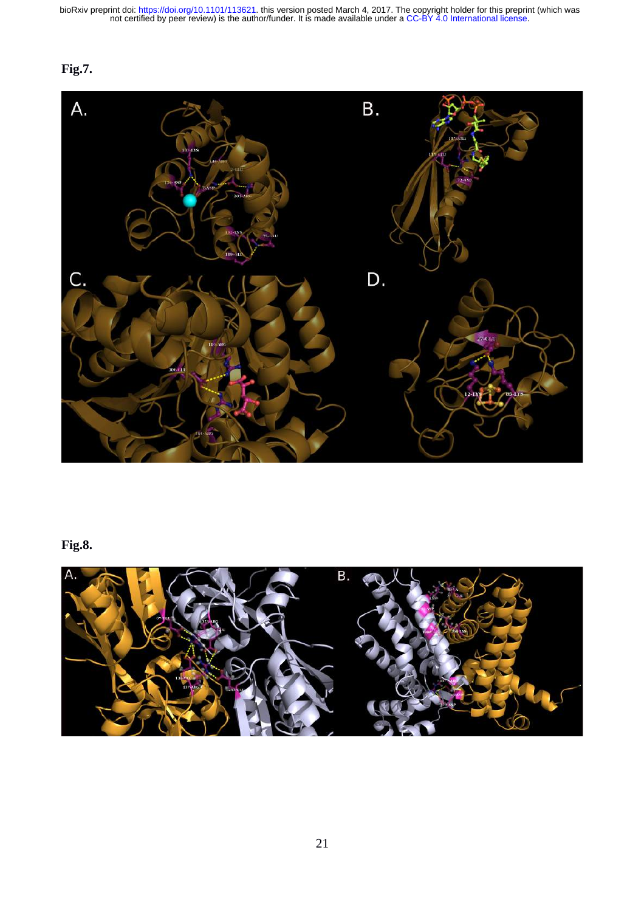**Fig.7.**

**Fig.8.**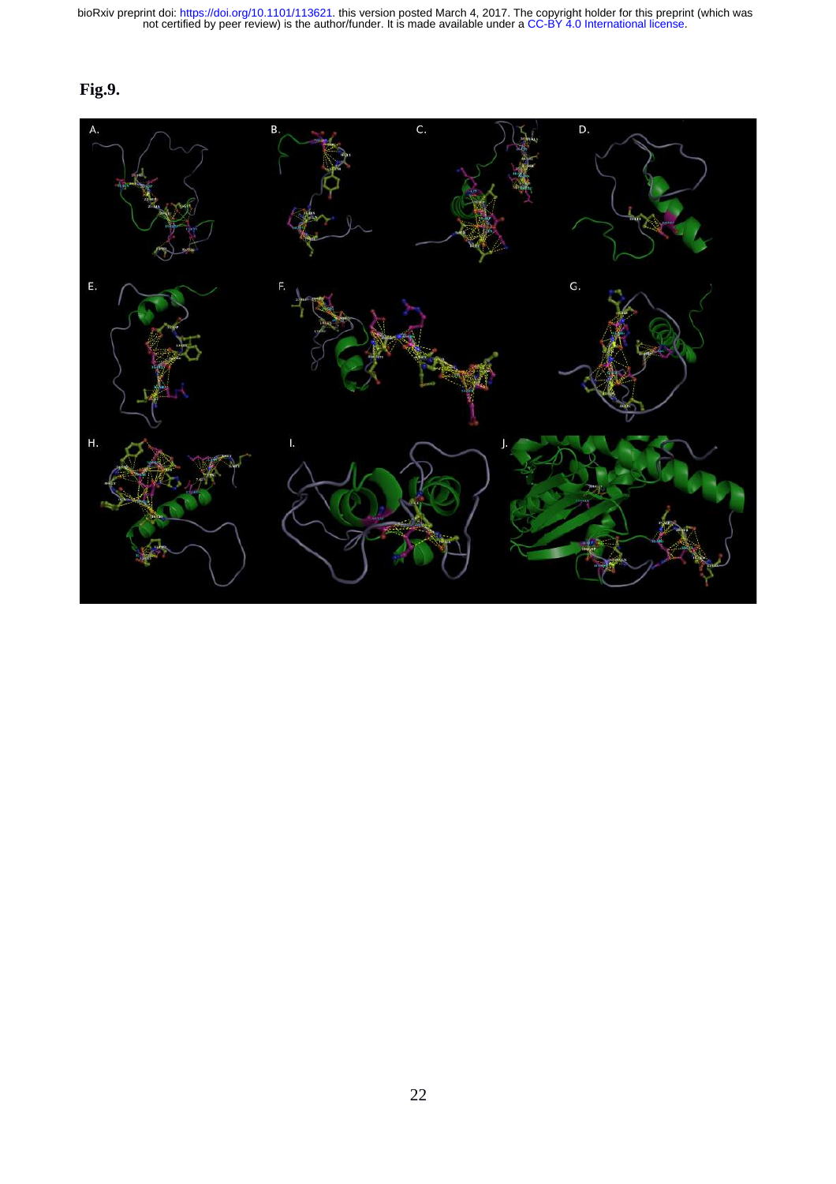**Fig.9.**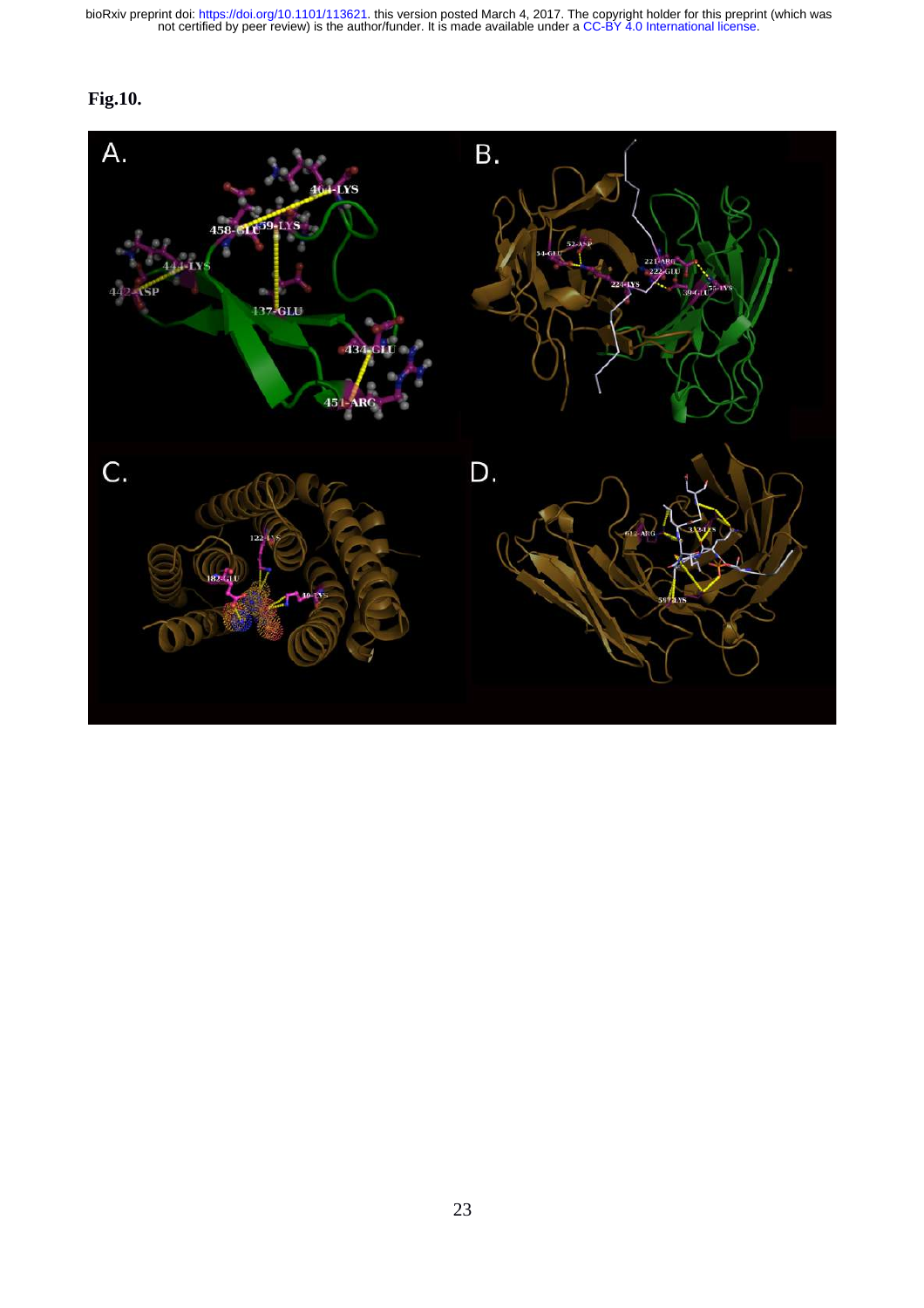**Fig.10.**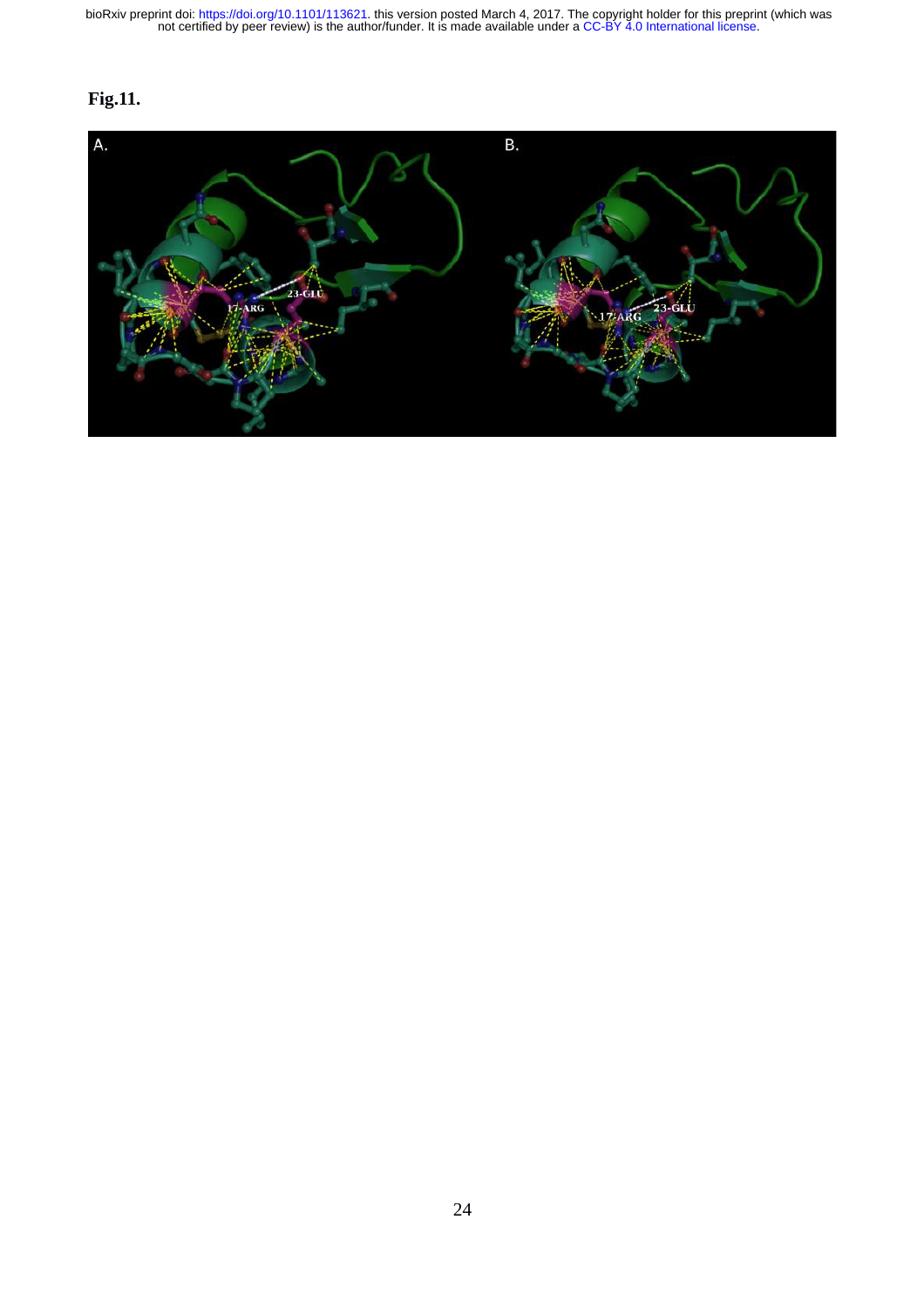**Fig.11.**

A.

17-ARG

23-GLU

B.

17-ARG

23-GLU